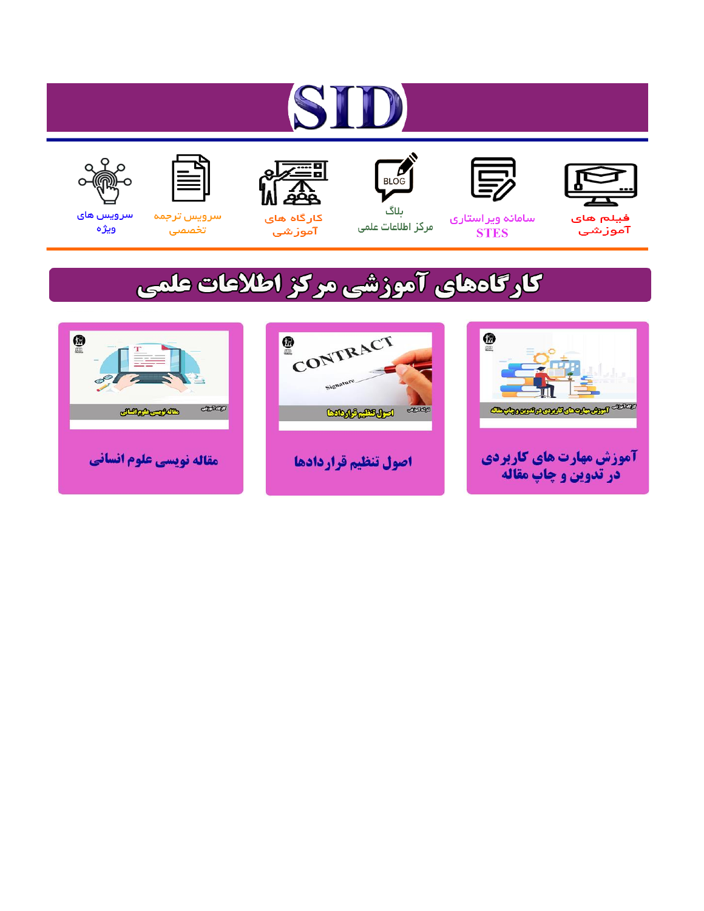# SID

فیلم های آموزشی

سامانه ویراستاری STES

بلاگ مرکز اطلاعات علمی

کارگاه های آموزشی

سرویس ترجمه تخصصی

سرویس های ویژه

## کارگاه‌های آموزشی مرکز اطلاعات علمی

آموزش مهارت های کاربردی در تدوین و چاپ مقاله

اصول تنظیم قراردادها

مقاله نویسی علوم انسانی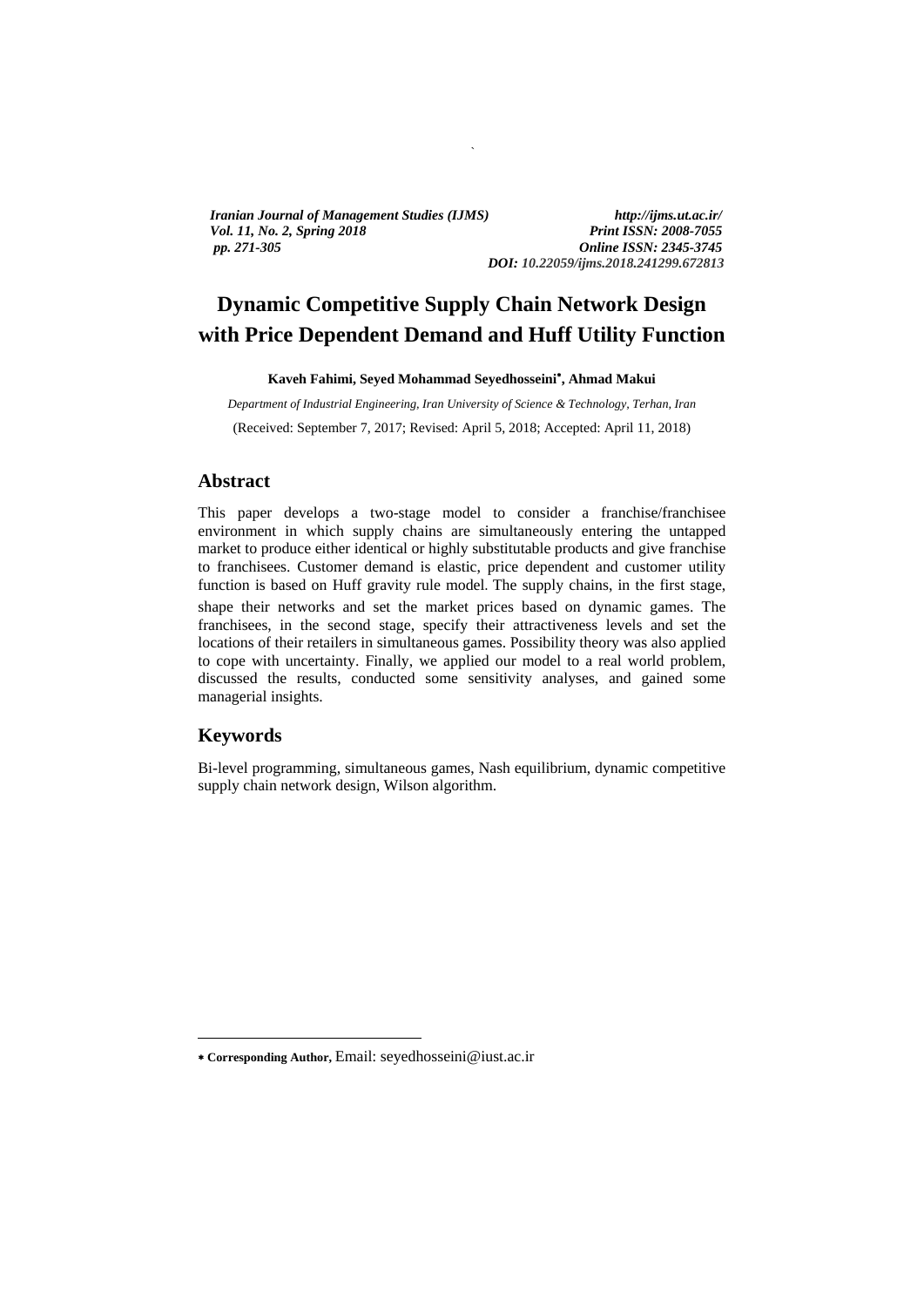*Iranian Journal of Management Studies (IJMS)* *http://ijms.ut.ac.ir/*
*Vol. 11, No. 2, Spring 2018* *Print ISSN: 2008-7055*
*pp. 271-305* *Online ISSN: 2345-3745*
***DOI:** 10.22059/ijms.2018.241299.672813*

# Dynamic Competitive Supply Chain Network Design with Price Dependent Demand and Huff Utility Function

**Kaveh Fahimi, Seyed Mohammad Seyedhosseini*, Ahmad Makui**

*Department of Industrial Engineering, Iran University of Science & Technology, Terhan, Iran*

(Received: September 7, 2017; Revised: April 5, 2018; Accepted: April 11, 2018)

## Abstract

This paper develops a two-stage model to consider a franchise/franchisee environment in which supply chains are simultaneously entering the untapped market to produce either identical or highly substitutable products and give franchise to franchisees. Customer demand is elastic, price dependent and customer utility function is based on Huff gravity rule model. The supply chains, in the first stage, shape their networks and set the market prices based on dynamic games. The franchisees, in the second stage, specify their attractiveness levels and set the locations of their retailers in simultaneous games. Possibility theory was also applied to cope with uncertainty. Finally, we applied our model to a real world problem, discussed the results, conducted some sensitivity analyses, and gained some managerial insights.

## Keywords

Bi-level programming, simultaneous games, Nash equilibrium, dynamic competitive supply chain network design, Wilson algorithm.

---

* **Corresponding Author,** Email: seyedhosseini@iust.ac.ir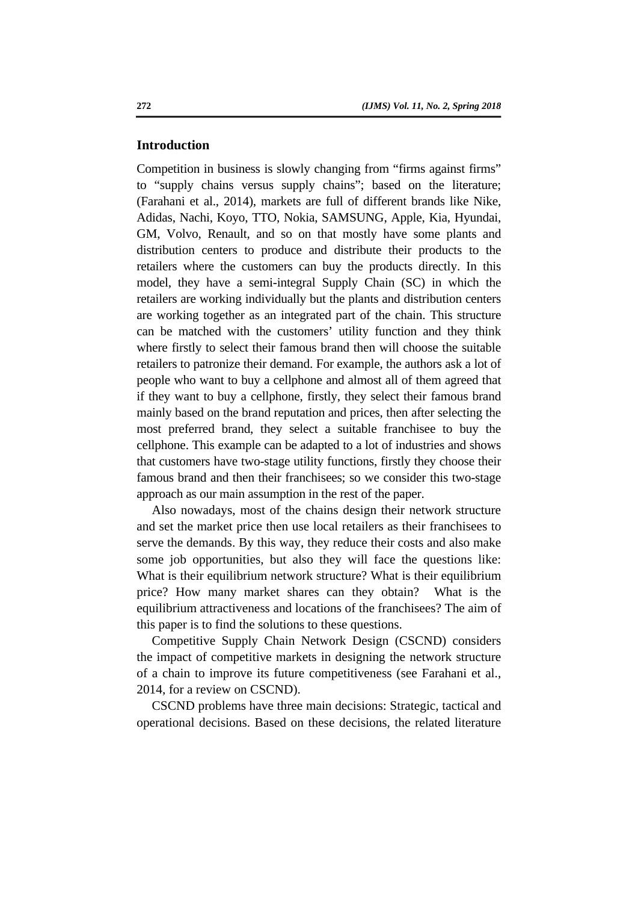## Introduction

Competition in business is slowly changing from "firms against firms" to "supply chains versus supply chains"; based on the literature; (Farahani et al., 2014), markets are full of different brands like Nike, Adidas, Nachi, Koyo, TTO, Nokia, SAMSUNG, Apple, Kia, Hyundai, GM, Volvo, Renault, and so on that mostly have some plants and distribution centers to produce and distribute their products to the retailers where the customers can buy the products directly. In this model, they have a semi-integral Supply Chain (SC) in which the retailers are working individually but the plants and distribution centers are working together as an integrated part of the chain. This structure can be matched with the customers' utility function and they think where firstly to select their famous brand then will choose the suitable retailers to patronize their demand. For example, the authors ask a lot of people who want to buy a cellphone and almost all of them agreed that if they want to buy a cellphone, firstly, they select their famous brand mainly based on the brand reputation and prices, then after selecting the most preferred brand, they select a suitable franchisee to buy the cellphone. This example can be adapted to a lot of industries and shows that customers have two-stage utility functions, firstly they choose their famous brand and then their franchisees; so we consider this two-stage approach as our main assumption in the rest of the paper.

Also nowadays, most of the chains design their network structure and set the market price then use local retailers as their franchisees to serve the demands. By this way, they reduce their costs and also make some job opportunities, but also they will face the questions like: What is their equilibrium network structure? What is their equilibrium price? How many market shares can they obtain? What is the equilibrium attractiveness and locations of the franchisees? The aim of this paper is to find the solutions to these questions.

Competitive Supply Chain Network Design (CSCND) considers the impact of competitive markets in designing the network structure of a chain to improve its future competitiveness (see Farahani et al., 2014, for a review on CSCND).

CSCND problems have three main decisions: Strategic, tactical and operational decisions. Based on these decisions, the related literature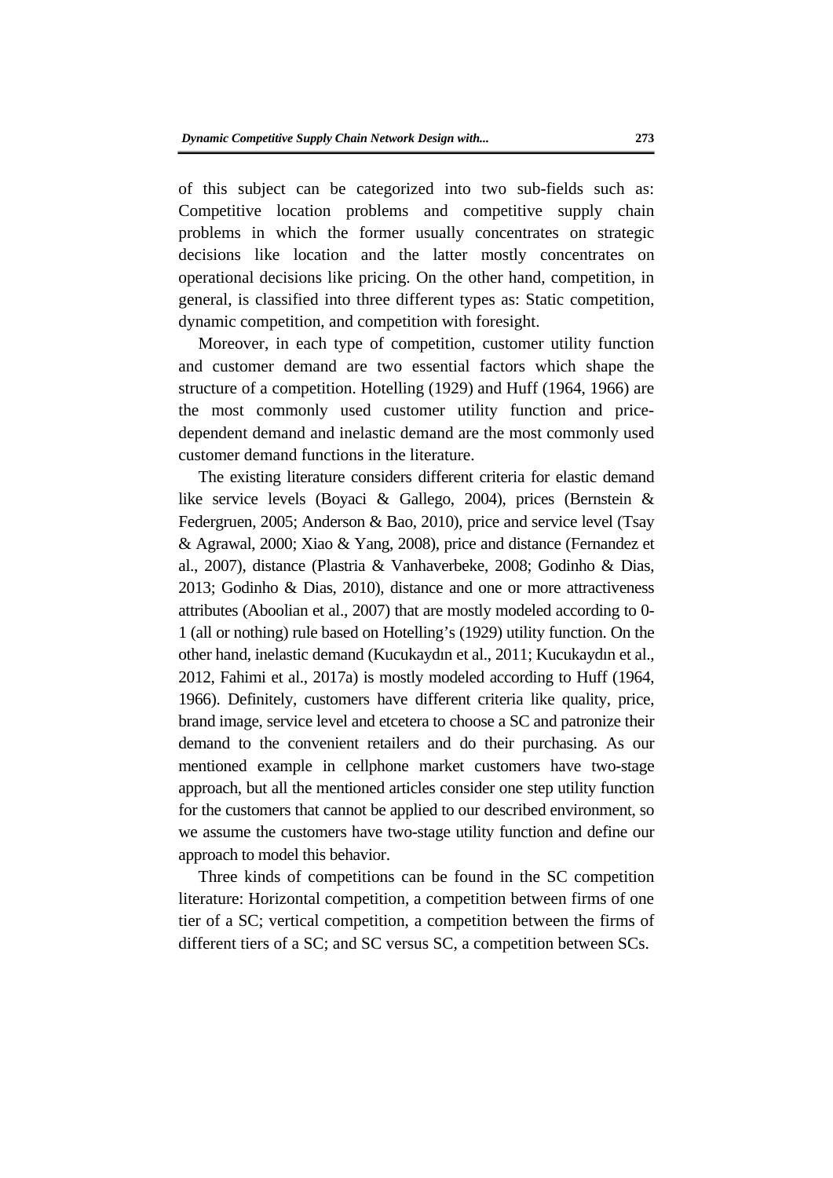of this subject can be categorized into two sub-fields such as: Competitive location problems and competitive supply chain problems in which the former usually concentrates on strategic decisions like location and the latter mostly concentrates on operational decisions like pricing. On the other hand, competition, in general, is classified into three different types as: Static competition, dynamic competition, and competition with foresight.

Moreover, in each type of competition, customer utility function and customer demand are two essential factors which shape the structure of a competition. Hotelling (1929) and Huff (1964, 1966) are the most commonly used customer utility function and price-dependent demand and inelastic demand are the most commonly used customer demand functions in the literature.

The existing literature considers different criteria for elastic demand like service levels (Boyaci & Gallego, 2004), prices (Bernstein & Federgruen, 2005; Anderson & Bao, 2010), price and service level (Tsay & Agrawal, 2000; Xiao & Yang, 2008), price and distance (Fernandez et al., 2007), distance (Plastria & Vanhaverbeke, 2008; Godinho & Dias, 2013; Godinho & Dias, 2010), distance and one or more attractiveness attributes (Aboolian et al., 2007) that are mostly modeled according to 0-1 (all or nothing) rule based on Hotelling's (1929) utility function. On the other hand, inelastic demand (Kucukaydın et al., 2011; Kucukaydın et al., 2012, Fahimi et al., 2017a) is mostly modeled according to Huff (1964, 1966). Definitely, customers have different criteria like quality, price, brand image, service level and etcetera to choose a SC and patronize their demand to the convenient retailers and do their purchasing. As our mentioned example in cellphone market customers have two-stage approach, but all the mentioned articles consider one step utility function for the customers that cannot be applied to our described environment, so we assume the customers have two-stage utility function and define our approach to model this behavior.

Three kinds of competitions can be found in the SC competition literature: Horizontal competition, a competition between firms of one tier of a SC; vertical competition, a competition between the firms of different tiers of a SC; and SC versus SC, a competition between SCs.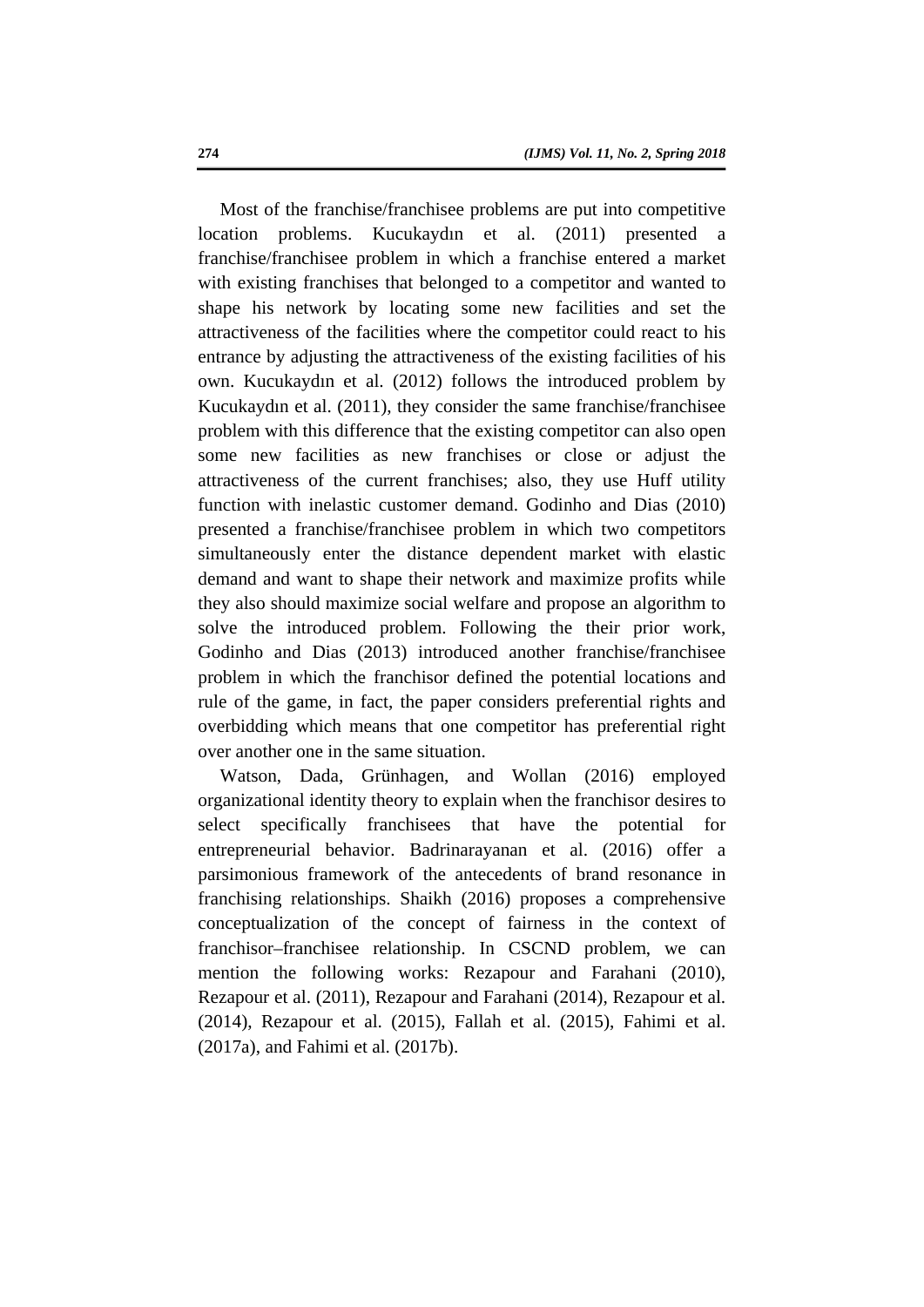Most of the franchise/franchisee problems are put into competitive location problems. Kucukaydın et al. (2011) presented a franchise/franchisee problem in which a franchise entered a market with existing franchises that belonged to a competitor and wanted to shape his network by locating some new facilities and set the attractiveness of the facilities where the competitor could react to his entrance by adjusting the attractiveness of the existing facilities of his own. Kucukaydın et al. (2012) follows the introduced problem by Kucukaydın et al. (2011), they consider the same franchise/franchisee problem with this difference that the existing competitor can also open some new facilities as new franchises or close or adjust the attractiveness of the current franchises; also, they use Huff utility function with inelastic customer demand. Godinho and Dias (2010) presented a franchise/franchisee problem in which two competitors simultaneously enter the distance dependent market with elastic demand and want to shape their network and maximize profits while they also should maximize social welfare and propose an algorithm to solve the introduced problem. Following the their prior work, Godinho and Dias (2013) introduced another franchise/franchisee problem in which the franchisor defined the potential locations and rule of the game, in fact, the paper considers preferential rights and overbidding which means that one competitor has preferential right over another one in the same situation.

Watson, Dada, Grünhagen, and Wollan (2016) employed organizational identity theory to explain when the franchisor desires to select specifically franchisees that have the potential for entrepreneurial behavior. Badrinarayanan et al. (2016) offer a parsimonious framework of the antecedents of brand resonance in franchising relationships. Shaikh (2016) proposes a comprehensive conceptualization of the concept of fairness in the context of franchisor–franchisee relationship. In CSCND problem, we can mention the following works: Rezapour and Farahani (2010), Rezapour et al. (2011), Rezapour and Farahani (2014), Rezapour et al. (2014), Rezapour et al. (2015), Fallah et al. (2015), Fahimi et al. (2017a), and Fahimi et al. (2017b).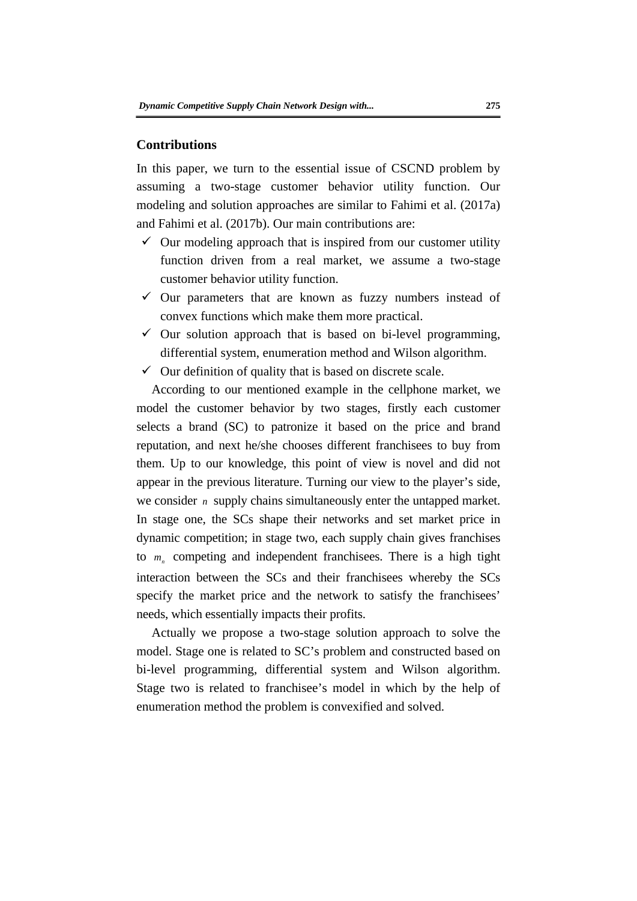## Contributions

In this paper, we turn to the essential issue of CSCND problem by assuming a two-stage customer behavior utility function. Our modeling and solution approaches are similar to Fahimi et al. (2017a) and Fahimi et al. (2017b). Our main contributions are:

- ✓ Our modeling approach that is inspired from our customer utility function driven from a real market, we assume a two-stage customer behavior utility function.
- ✓ Our parameters that are known as fuzzy numbers instead of convex functions which make them more practical.
- ✓ Our solution approach that is based on bi-level programming, differential system, enumeration method and Wilson algorithm.
- ✓ Our definition of quality that is based on discrete scale.

According to our mentioned example in the cellphone market, we model the customer behavior by two stages, firstly each customer selects a brand (SC) to patronize it based on the price and brand reputation, and next he/she chooses different franchisees to buy from them. Up to our knowledge, this point of view is novel and did not appear in the previous literature. Turning our view to the player's side, we consider $n$ supply chains simultaneously enter the untapped market. In stage one, the SCs shape their networks and set market price in dynamic competition; in stage two, each supply chain gives franchises to $m_n$ competing and independent franchisees. There is a high tight interaction between the SCs and their franchisees whereby the SCs specify the market price and the network to satisfy the franchisees' needs, which essentially impacts their profits.

Actually we propose a two-stage solution approach to solve the model. Stage one is related to SC's problem and constructed based on bi-level programming, differential system and Wilson algorithm. Stage two is related to franchisee's model in which by the help of enumeration method the problem is convexified and solved.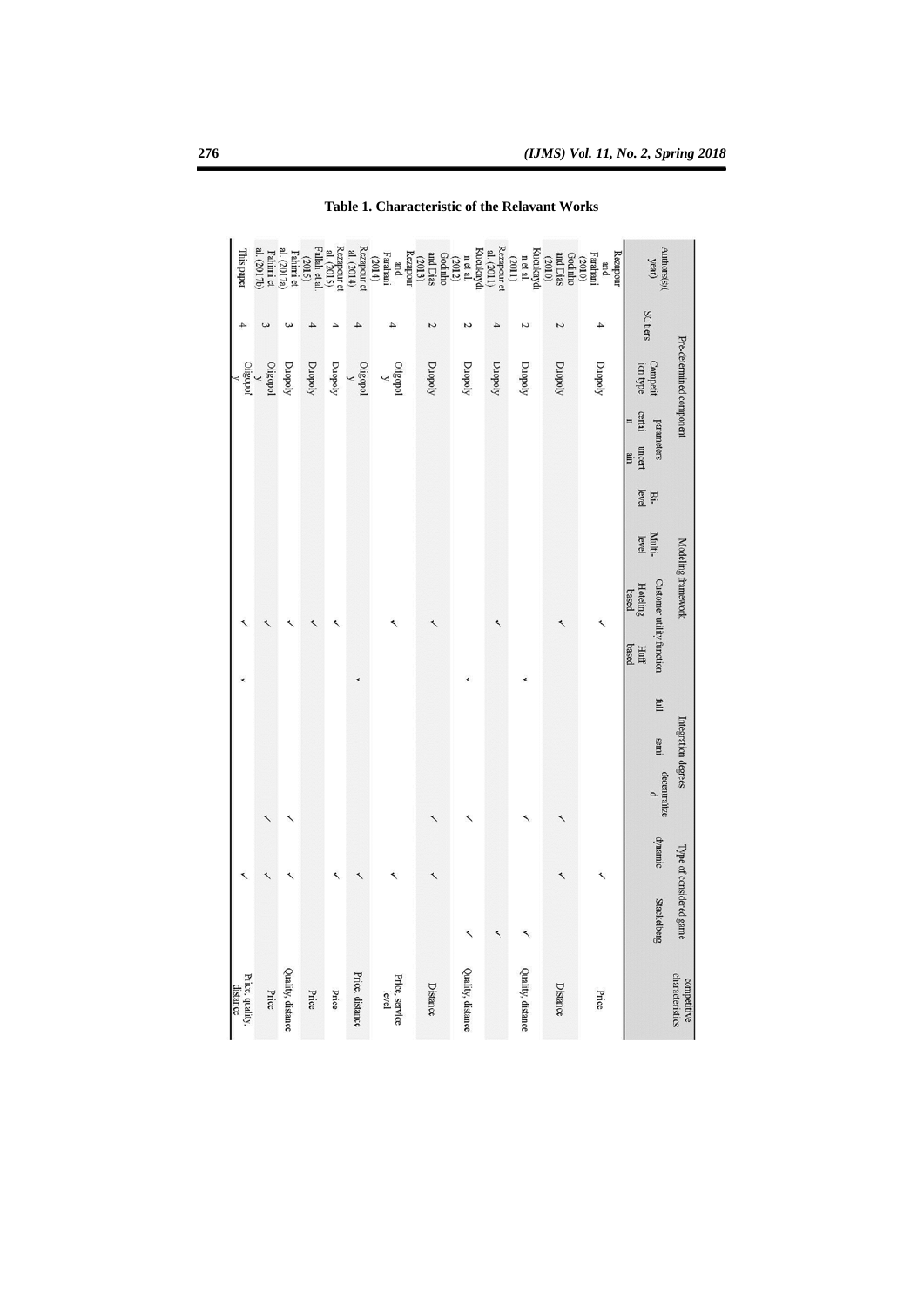**Table 1. Characteristic of the Relavant Works**

| Author(s)(year) | Pre-determined component | | | | Modeling framework | | | | Integration degrees | | | Type of considered game | | competitive characteristics |
|---|---|---|---|---|---|---|---|---|---|---|---|---|---|---|
| | SC tiers | Competition type | parameters | | Bi-level | Multi-level | Customer utility function | | full | semi | decentralized | dynamic | Stackelberg | |
| | | | certain | uncertain | | | Hoteling based | Huff based | | | | | | |
| Rezapour and Farahani (2010) | 4 | Duopoly | | | | | ✓ | | | | | ✓ | | Price |
| Godinho and Dias (2010) | 2 | Duopoly | | | | | ✓ | | | | ✓ | ✓ | | Distance |
| Kucukaydin et al. (2011) | 2 | Duopoly | | | | | | ✓ | | | ✓ | | ✓ | Quality, distance |
| Rezapour et al. (2011) | 4 | Duopoly | | | | | ✓ | | | | | | ✓ | |
| Kucukaydin et al. (2012) | 2 | Duopoly | | | | | | ✓ | | | ✓ | | ✓ | Quality, distance |
| Godinho and Dias (2013) | 2 | Duopoly | | | | | ✓ | | | | ✓ | ✓ | | Distance |
| Rezapour and Farahani (2014) | 4 | Oligopoly | | | | | ✓ | | | | | ✓ | | Price, service level |
| Rezapour et al. (2014) | 4 | Oligopoly | | | | | | ✓ | | | | ✓ | | Price, distance |
| Rezapour et al. (2015) | 4 | Duopoly | | | | | ✓ | | | | | ✓ | | Price |
| Fallah et al. (2015) | 4 | Duopoly | | | | | ✓ | | | | | | | Price |
| Fahimi et al. (2017a) | 3 | Duopoly | | | | | ✓ | | | | ✓ | ✓ | | Quality, distance |
| Fahimi et al. (2017b) | 3 | Oligopoly | | | | | ✓ | | | | ✓ | ✓ | | Price |
| This paper | 4 | Oligopoly | | | | | ✓ | ✓ | | | | ✓ | | Price, quality, distance |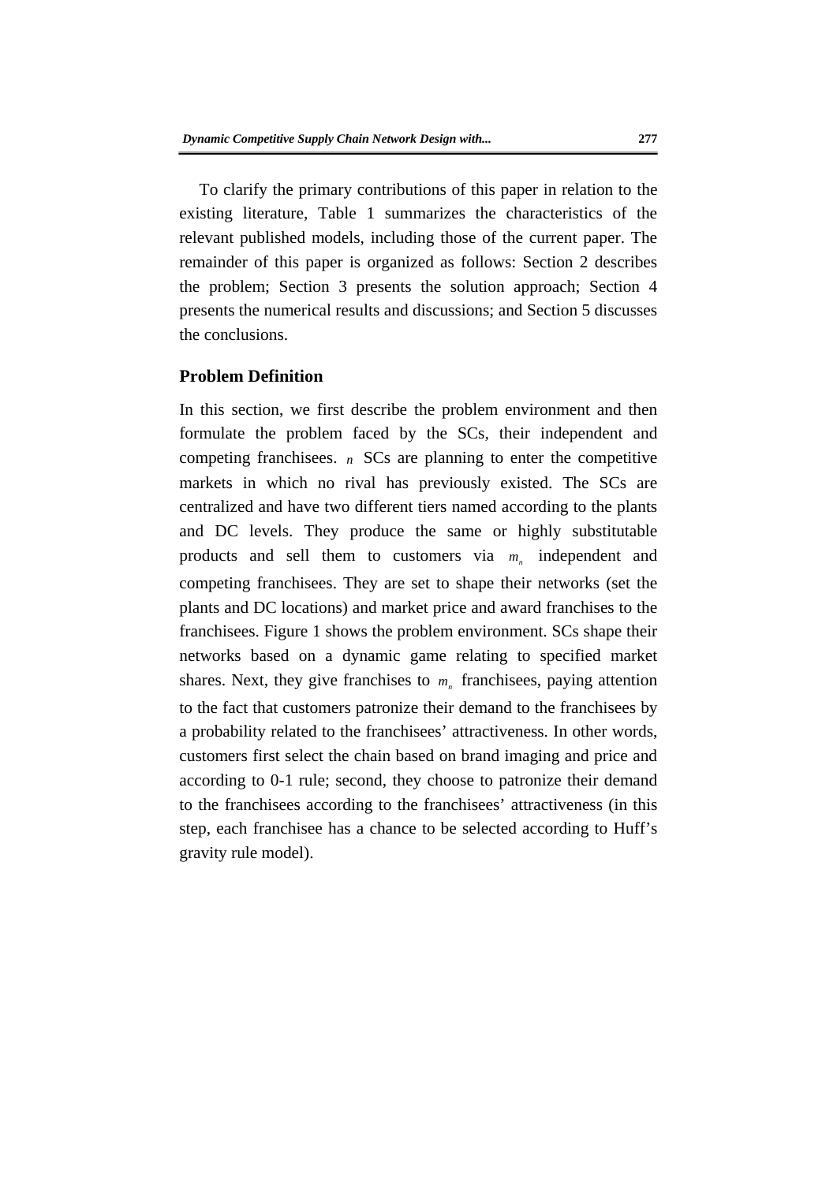To clarify the primary contributions of this paper in relation to the existing literature, Table 1 summarizes the characteristics of the relevant published models, including those of the current paper. The remainder of this paper is organized as follows: Section 2 describes the problem; Section 3 presents the solution approach; Section 4 presents the numerical results and discussions; and Section 5 discusses the conclusions.

## Problem Definition

In this section, we first describe the problem environment and then formulate the problem faced by the SCs, their independent and competing franchisees. $n$ SCs are planning to enter the competitive markets in which no rival has previously existed. The SCs are centralized and have two different tiers named according to the plants and DC levels. They produce the same or highly substitutable products and sell them to customers via $m_n$ independent and competing franchisees. They are set to shape their networks (set the plants and DC locations) and market price and award franchises to the franchisees. Figure 1 shows the problem environment. SCs shape their networks based on a dynamic game relating to specified market shares. Next, they give franchises to $m_n$ franchisees, paying attention to the fact that customers patronize their demand to the franchisees by a probability related to the franchisees' attractiveness. In other words, customers first select the chain based on brand imaging and price and according to 0-1 rule; second, they choose to patronize their demand to the franchisees according to the franchisees' attractiveness (in this step, each franchisee has a chance to be selected according to Huff's gravity rule model).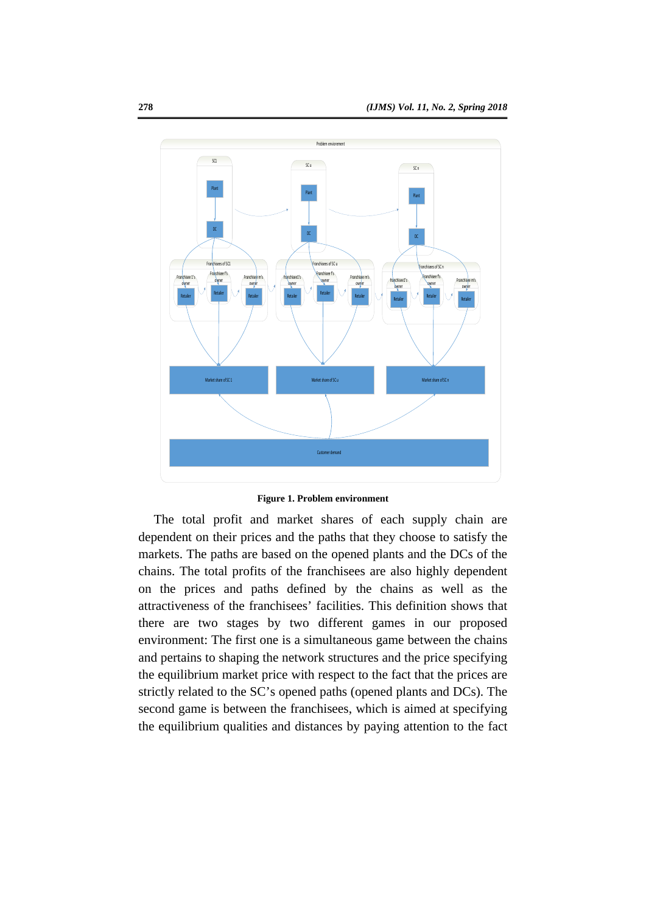**Figure 1. Problem environment**

The total profit and market shares of each supply chain are dependent on their prices and the paths that they choose to satisfy the markets. The paths are based on the opened plants and the DCs of the chains. The total profits of the franchisees are also highly dependent on the prices and paths defined by the chains as well as the attractiveness of the franchisees' facilities. This definition shows that there are two stages by two different games in our proposed environment: The first one is a simultaneous game between the chains and pertains to shaping the network structures and the price specifying the equilibrium market price with respect to the fact that the prices are strictly related to the SC's opened paths (opened plants and DCs). The second game is between the franchisees, which is aimed at specifying the equilibrium qualities and distances by paying attention to the fact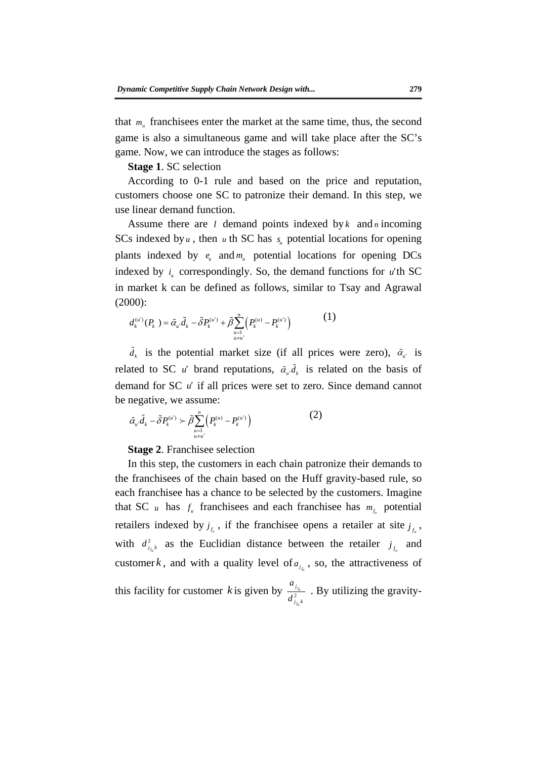that $m_n$ franchisees enter the market at the same time, thus, the second game is also a simultaneous game and will take place after the SC's game. Now, we can introduce the stages as follows:

**Stage 1**. SC selection

According to 0-1 rule and based on the price and reputation, customers choose one SC to patronize their demand. In this step, we use linear demand function.

Assume there are $l$ demand points indexed by $k$ and $n$ incoming SCs indexed by $u$, then $u$ th SC has $s_u$ potential locations for opening plants indexed by $e_u$ and $m_u$ potential locations for opening DCs indexed by $i_u$ correspondingly. So, the demand functions for $u'$th SC in market k can be defined as follows, similar to Tsay and Agrawal (2000):

$$d_k^{(u')}(P_k) = \tilde{\alpha}_{u'}\tilde{d}_k - \tilde{\delta}P_k^{(u')} + \tilde{\beta}\sum_{\substack{u=1 \\ u \neq u'}}^{n}\left(P_k^{(u)} - P_k^{(u')}\right) \tag{1}$$

$\tilde{d}_k$ is the potential market size (if all prices were zero), $\tilde{\alpha}_{u'}$ is related to SC $u'$ brand reputations, $\tilde{\alpha}_{u'}\tilde{d}_k$ is related on the basis of demand for SC $u'$ if all prices were set to zero. Since demand cannot be negative, we assume:

$$\tilde{\alpha}_{u'}\tilde{d}_k - \tilde{\delta}P_k^{(u')} \succ \tilde{\beta}\sum_{\substack{u=1 \\ u \neq u'}}^{n}\left(P_k^{(u)} - P_k^{(u')}\right) \tag{2}$$

**Stage 2**. Franchisee selection

In this step, the customers in each chain patronize their demands to the franchisees of the chain based on the Huff gravity-based rule, so each franchisee has a chance to be selected by the customers. Imagine that SC $u$ has $f_u$ franchisees and each franchisee has $m_{f_u}$ potential retailers indexed by $j_{f_u}$, if the franchisee opens a retailer at site $j_{f_u}$, with $d^2_{j_{f_u}k}$ as the Euclidian distance between the retailer $j_{f_u}$ and customer $k$, and with a quality level of $a_{j_{f_u}}$, so, the attractiveness of this facility for customer $k$ is given by $\frac{a_{j_{f_u}}}{d^2_{j_{f_u}k}}$ . By utilizing the gravity-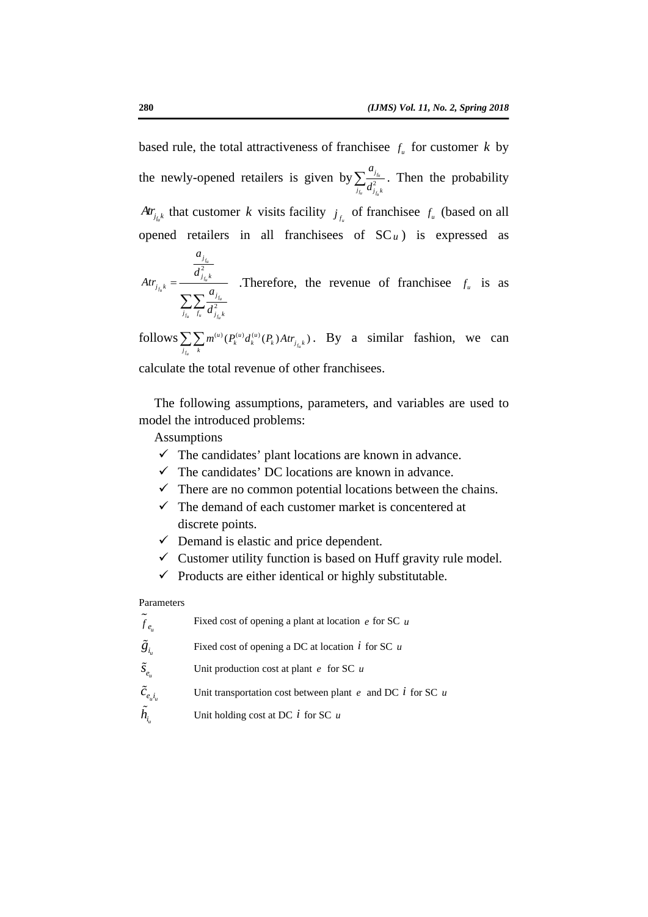based rule, the total attractiveness of franchisee $f_u$ for customer $k$ by the newly-opened retailers is given by $\sum_{j_{f_u}} \frac{a_{j_{f_u}}}{d^2_{j_{f_u}k}}$. Then the probability $Atr_{j_{f_u}k}$ that customer $k$ visits facility $j_{f_u}$ of franchisee $f_u$ (based on all opened retailers in all franchisees of SC $u$) is expressed as $Atr_{j_{f_u}k} = \frac{\frac{a_{j_{f_u}}}{d^2_{j_{f_u}k}}}{\sum_{j_{f_u}} \sum_{f_u} \frac{a_{j_{f_u}}}{d^2_{j_{f_u}k}}}$ .Therefore, the revenue of franchisee $f_u$ is as follows $\sum_{j_{f_u}} \sum_{k} m^{(u)}(P_k^{(u)} d_k^{(u)}(P_k) Atr_{j_{f_u}k})$. By a similar fashion, we can calculate the total revenue of other franchisees.

The following assumptions, parameters, and variables are used to model the introduced problems:

Assumptions

- ✓ The candidates' plant locations are known in advance.
- ✓ The candidates' DC locations are known in advance.
- ✓ There are no common potential locations between the chains.
- ✓ The demand of each customer market is concentered at discrete points.
- ✓ Demand is elastic and price dependent.
- ✓ Customer utility function is based on Huff gravity rule model.
- ✓ Products are either identical or highly substitutable.

Parameters

| | |
|---|---|
| $\tilde{f}_{e_u}$ | Fixed cost of opening a plant at location $e$ for SC $u$ |
| $\tilde{g}_{i_u}$ | Fixed cost of opening a DC at location $i$ for SC $u$ |
| $\tilde{s}_{e_u}$ | Unit production cost at plant $e$ for SC $u$ |
| $\tilde{c}_{e_u i_u}$ | Unit transportation cost between plant $e$ and DC $i$ for SC $u$ |
| $\tilde{h}_{i_u}$ | Unit holding cost at DC $i$ for SC $u$ |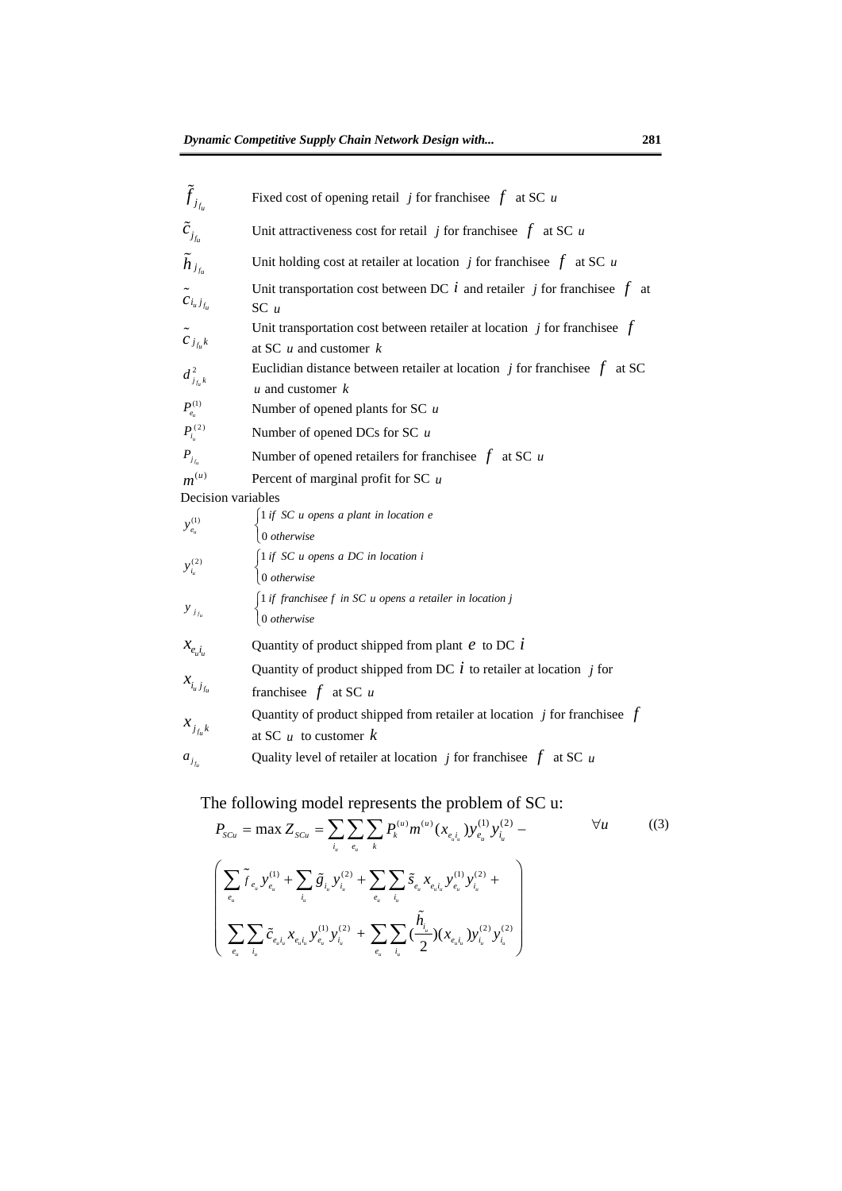| | |
|---|---|
| $\tilde{f}_{j_{f_u}}$ | Fixed cost of opening retail $j$ for franchisee $f$ at SC $u$ |
| $\tilde{c}_{j_{f_u}}$ | Unit attractiveness cost for retail $j$ for franchisee $f$ at SC $u$ |
| $\tilde{h}_{j_{f_u}}$ | Unit holding cost at retailer at location $j$ for franchisee $f$ at SC $u$ |
| $\tilde{c}_{i_u j_{f_u}}$ | Unit transportation cost between DC $i$ and retailer $j$ for franchisee $f$ at SC $u$ |
| $\tilde{c}_{j_{f_u} k}$ | Unit transportation cost between retailer at location $j$ for franchisee $f$ at SC $u$ and customer $k$ |
| $d^2_{j_{f_u} k}$ | Euclidian distance between retailer at location $j$ for franchisee $f$ at SC $u$ and customer $k$ |
| $P^{(1)}_{e_u}$ | Number of opened plants for SC $u$ |
| $P^{(2)}_{i_u}$ | Number of opened DCs for SC $u$ |
| $P_{j_{f_u}}$ | Number of opened retailers for franchisee $f$ at SC $u$ |
| $m^{(u)}$ | Percent of marginal profit for SC $u$ |

Decision variables

| | |
|---|---|
| $y^{(1)}_{e_u}$ | $\begin{cases} 1 \text{ if SC } u \text{ opens a plant in location } e \\ 0 \text{ otherwise} \end{cases}$ |
| $y^{(2)}_{i_u}$ | $\begin{cases} 1 \text{ if SC } u \text{ opens a DC in location } i \\ 0 \text{ otherwise} \end{cases}$ |
| $y_{j_{f_u}}$ | $\begin{cases} 1 \text{ if franchisee } f \text{ in SC } u \text{ opens a retailer in location } j \\ 0 \text{ otherwise} \end{cases}$ |
| $x_{e_u i_u}$ | Quantity of product shipped from plant $e$ to DC $i$ |
| $x_{i_u j_{f_u}}$ | Quantity of product shipped from DC $i$ to retailer at location $j$ for franchisee $f$ at SC $u$ |
| $x_{j_{f_u} k}$ | Quantity of product shipped from retailer at location $j$ for franchisee $f$ at SC $u$ to customer $k$ |
| $a_{j_{f_u}}$ | Quality level of retailer at location $j$ for franchisee $f$ at SC $u$ |

The following model represents the problem of SC u:

$$P_{SCu} = \max Z_{SCu} = \sum_{i_u} \sum_{e_u} \sum_{k} P^{(u)}_k m^{(u)} (x_{e_u i_u}) y^{(1)}_{e_u} y^{(2)}_{i_u} - \qquad \forall u \qquad (3)$$

$$\left( \begin{array}{l} \sum_{e_u} \tilde{f}_{e_u} y^{(1)}_{e_u} + \sum_{i_u} \tilde{g}_{i_u} y^{(2)}_{i_u} + \sum_{e_u} \sum_{i_u} \tilde{s}_{e_u} x_{e_u i_u} y^{(1)}_{e_u} y^{(2)}_{i_u} + \\ \sum_{e_u} \sum_{i_u} \tilde{c}_{e_u i_u} x_{e_u i_u} y^{(1)}_{e_u} y^{(2)}_{i_u} + \sum_{e_u} \sum_{i_u} (\frac{\tilde{h}_{i_u}}{2})(x_{e_u i_u}) y^{(2)}_{i_u} y^{(2)}_{i_u} \end{array} \right)$$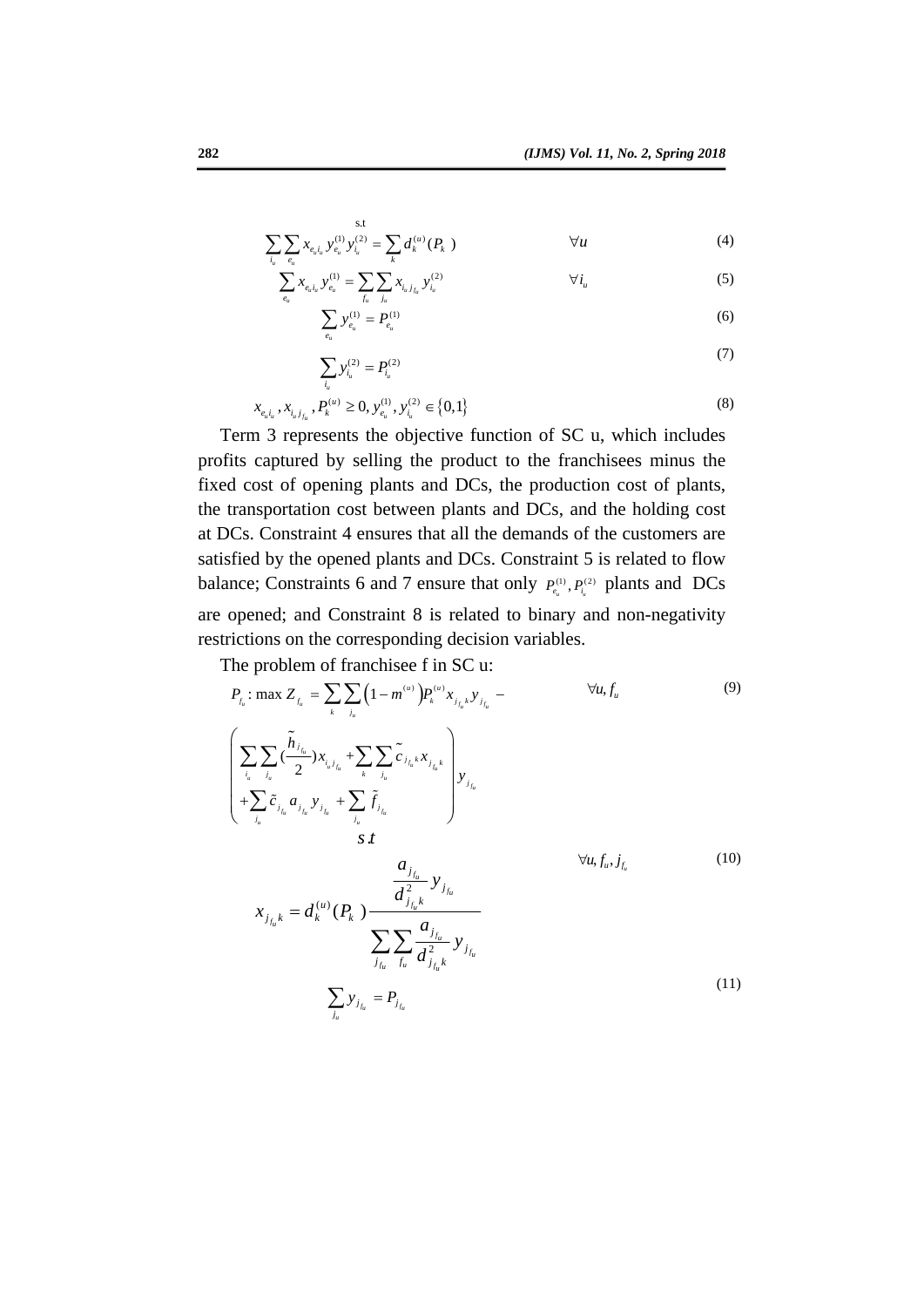s.t

$$\sum_{i_u}\sum_{e_u} x_{e_u i_u} y^{(1)}_{e_u} y^{(2)}_{i_u} = \sum_{k} d^{(u)}_k (P_k) \qquad \forall u \tag{4}$$

$$\sum_{e_u} x_{e_u i_u} y^{(1)}_{e_u} = \sum_{f_u}\sum_{j_u} x_{i_u j_{f_u}} y^{(2)}_{i_u} \qquad \forall i_u \tag{5}$$

$$\sum_{e_u} y^{(1)}_{e_u} = P^{(1)}_{e_u} \tag{6}$$

$$\sum_{i_u} y^{(2)}_{i_u} = P^{(2)}_{i_u} \tag{7}$$

$$x_{e_u i_u}, x_{i_u j_{f_u}}, P^{(u)}_k \geq 0, y^{(1)}_{e_u}, y^{(2)}_{i_u} \in \{0,1\} \tag{8}$$

Term 3 represents the objective function of SC u, which includes profits captured by selling the product to the franchisees minus the fixed cost of opening plants and DCs, the production cost of plants, the transportation cost between plants and DCs, and the holding cost at DCs. Constraint 4 ensures that all the demands of the customers are satisfied by the opened plants and DCs. Constraint 5 is related to flow balance; Constraints 6 and 7 ensure that only $P^{(1)}_{e_u}, P^{(2)}_{i_u}$ plants and DCs are opened; and Constraint 8 is related to binary and non-negativity restrictions on the corresponding decision variables.

The problem of franchisee f in SC u:

$$P_{f_u}: \max Z_{f_u} = \sum_{k}\sum_{j_u}\left(1-m^{(u)}\right)P^{(u)}_k x_{j_{f_u}k} y_{j_{f_u}} - \left(\begin{array}{l}\sum_{i_u}\sum_{j_u}\left(\frac{\tilde{h}_{j_{f_u}}}{2}\right)x_{i_u j_{f_u}} + \sum_{k}\sum_{j_u}\tilde{c}_{j_{f_u}k} x_{j_{f_u}k} \\ +\sum_{j_u}\tilde{c}_{j_{f_u}} a_{j_{f_u}} y_{j_{f_u}} + \sum_{j_u}\tilde{f}_{j_{f_u}}\end{array}\right) y_{j_{f_u}} \qquad \forall u, f_u \tag{9}$$

s.t

$$x_{j_{f_u}k} = d^{(u)}_k (P_k)\frac{\frac{a_{j_{f_u}}}{d^2_{j_{f_u}k}} y_{j_{f_u}}}{\sum_{j_{f_u}}\sum_{f_u}\frac{a_{j_{f_u}}}{d^2_{j_{f_u}k}} y_{j_{f_u}}} \qquad \forall u, j_{f_u} \tag{10}$$

$$\sum_{j_u} y_{j_{f_u}} = P_{j_{f_u}} \tag{11}$$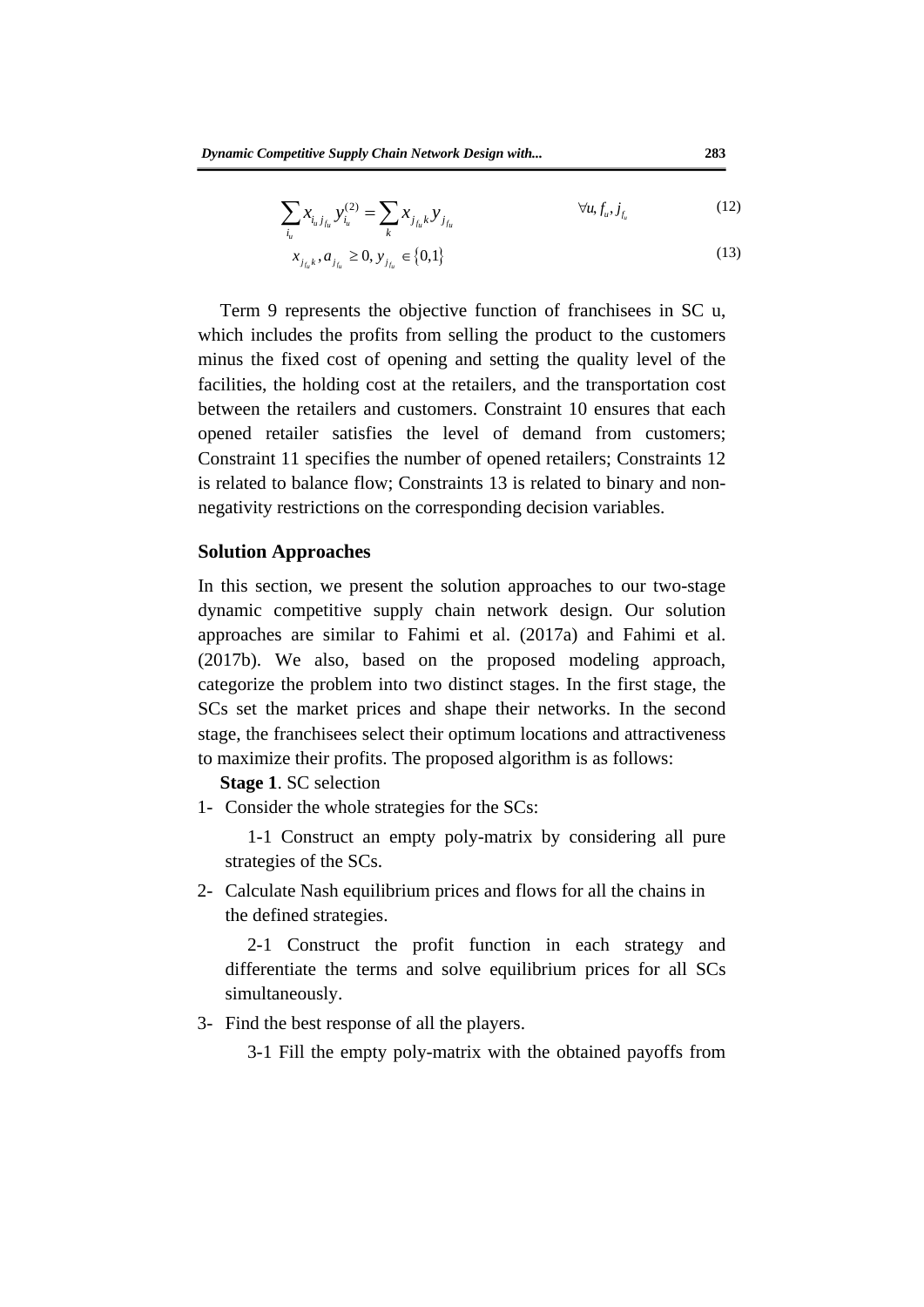$$\sum_{i_u} x_{i_u j_{f_u}} y_{i_u}^{(2)} = \sum_{k} x_{j_{f_u} k} y_{j_{f_u}} \qquad \forall u, f_u, j_{f_u} \tag{12}$$

$$x_{j_{f_u} k}, a_{j_{f_u}} \geq 0, y_{j_{f_u}} \in \{0,1\} \tag{13}$$

Term 9 represents the objective function of franchisees in SC u, which includes the profits from selling the product to the customers minus the fixed cost of opening and setting the quality level of the facilities, the holding cost at the retailers, and the transportation cost between the retailers and customers. Constraint 10 ensures that each opened retailer satisfies the level of demand from customers; Constraint 11 specifies the number of opened retailers; Constraints 12 is related to balance flow; Constraints 13 is related to binary and non-negativity restrictions on the corresponding decision variables.

## Solution Approaches

In this section, we present the solution approaches to our two-stage dynamic competitive supply chain network design. Our solution approaches are similar to Fahimi et al. (2017a) and Fahimi et al. (2017b). We also, based on the proposed modeling approach, categorize the problem into two distinct stages. In the first stage, the SCs set the market prices and shape their networks. In the second stage, the franchisees select their optimum locations and attractiveness to maximize their profits. The proposed algorithm is as follows:

**Stage 1**. SC selection

1- Consider the whole strategies for the SCs:

   1-1 Construct an empty poly-matrix by considering all pure strategies of the SCs.

2- Calculate Nash equilibrium prices and flows for all the chains in the defined strategies.

   2-1 Construct the profit function in each strategy and differentiate the terms and solve equilibrium prices for all SCs simultaneously.

3- Find the best response of all the players.

   3-1 Fill the empty poly-matrix with the obtained payoffs from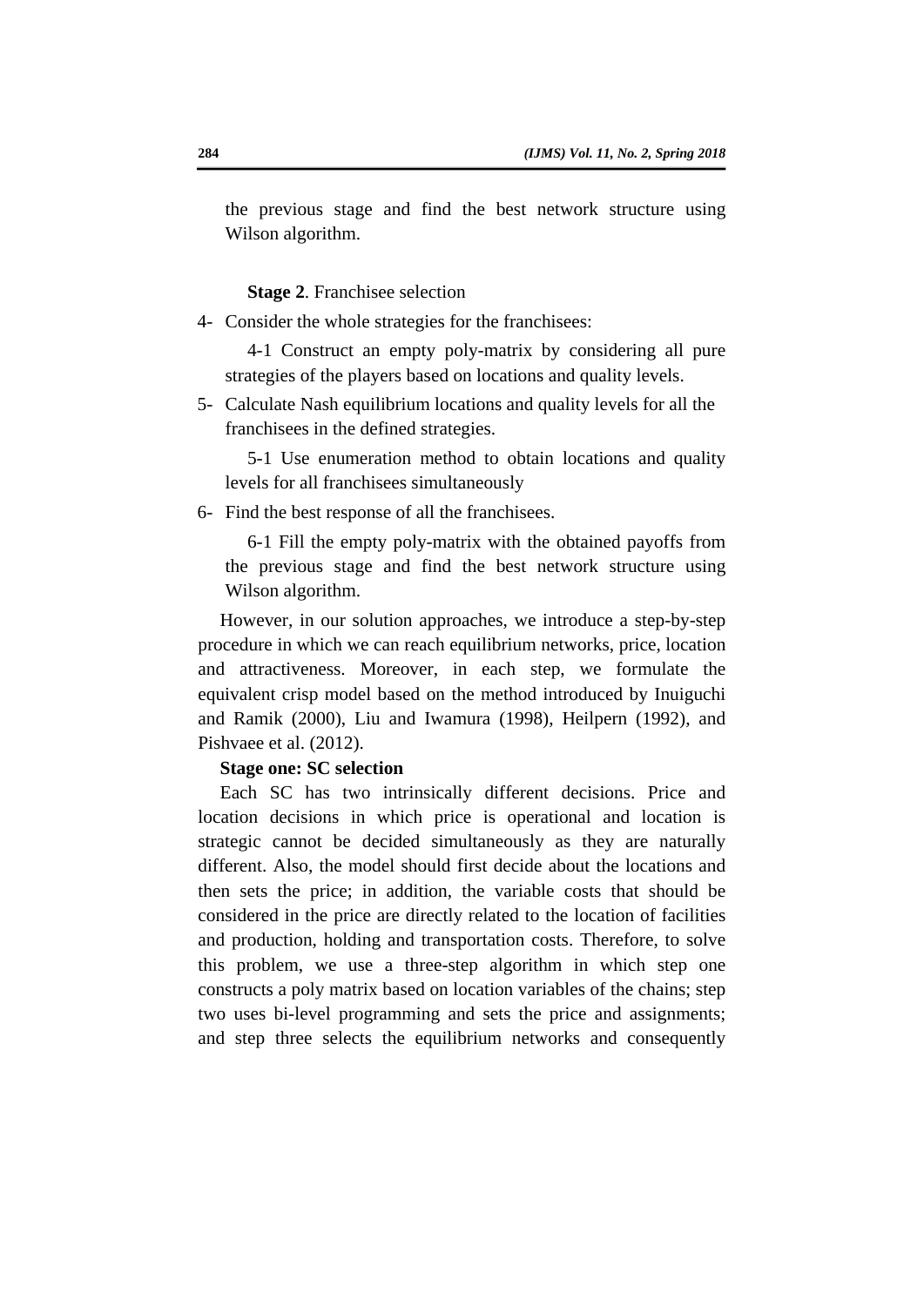the previous stage and find the best network structure using Wilson algorithm.

**Stage 2**. Franchisee selection

4- Consider the whole strategies for the franchisees:

   4-1 Construct an empty poly-matrix by considering all pure strategies of the players based on locations and quality levels.

5- Calculate Nash equilibrium locations and quality levels for all the franchisees in the defined strategies.

   5-1 Use enumeration method to obtain locations and quality levels for all franchisees simultaneously

6- Find the best response of all the franchisees.

   6-1 Fill the empty poly-matrix with the obtained payoffs from the previous stage and find the best network structure using Wilson algorithm.

However, in our solution approaches, we introduce a step-by-step procedure in which we can reach equilibrium networks, price, location and attractiveness. Moreover, in each step, we formulate the equivalent crisp model based on the method introduced by Inuiguchi and Ramik (2000), Liu and Iwamura (1998), Heilpern (1992), and Pishvaee et al. (2012).

**Stage one: SC selection**

Each SC has two intrinsically different decisions. Price and location decisions in which price is operational and location is strategic cannot be decided simultaneously as they are naturally different. Also, the model should first decide about the locations and then sets the price; in addition, the variable costs that should be considered in the price are directly related to the location of facilities and production, holding and transportation costs. Therefore, to solve this problem, we use a three-step algorithm in which step one constructs a poly matrix based on location variables of the chains; step two uses bi-level programming and sets the price and assignments; and step three selects the equilibrium networks and consequently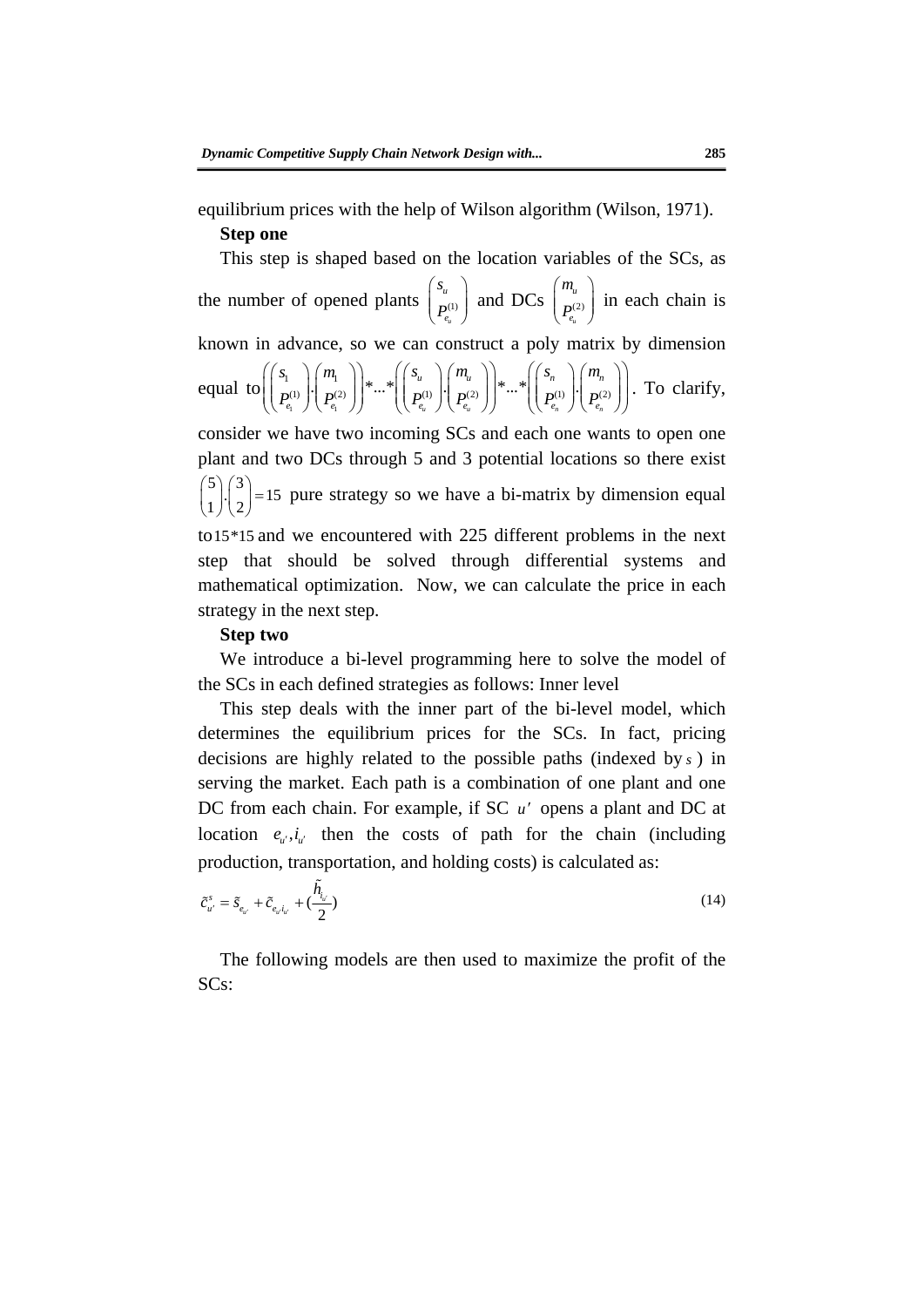equilibrium prices with the help of Wilson algorithm (Wilson, 1971).

**Step one**

This step is shaped based on the location variables of the SCs, as the number of opened plants $\binom{s_u}{P_{e_u}^{(1)}}$ and DCs $\binom{m_u}{P_{e_u}^{(2)}}$ in each chain is known in advance, so we can construct a poly matrix by dimension equal to $\left(\binom{s_1}{P_{e_1}^{(1)}}.\binom{m_1}{P_{e_1}^{(2)}}\right)*...*\left(\binom{s_u}{P_{e_u}^{(1)}}.\binom{m_u}{P_{e_u}^{(2)}}\right)*...*\left(\binom{s_n}{P_{e_n}^{(1)}}.\binom{m_n}{P_{e_n}^{(2)}}\right)$. To clarify, consider we have two incoming SCs and each one wants to open one plant and two DCs through 5 and 3 potential locations so there exist $\binom{5}{1}.\binom{3}{2}=15$ pure strategy so we have a bi-matrix by dimension equal to $15*15$ and we encountered with 225 different problems in the next step that should be solved through differential systems and mathematical optimization. Now, we can calculate the price in each strategy in the next step.

**Step two**

We introduce a bi-level programming here to solve the model of the SCs in each defined strategies as follows: Inner level

This step deals with the inner part of the bi-level model, which determines the equilibrium prices for the SCs. In fact, pricing decisions are highly related to the possible paths (indexed by $s$) in serving the market. Each path is a combination of one plant and one DC from each chain. For example, if SC $u'$ opens a plant and DC at location $e_{u'}, i_{u'}$ then the costs of path for the chain (including production, transportation, and holding costs) is calculated as:

$$\tilde{c}_{u'}^{s} = \tilde{s}_{e_{u'}} + \tilde{c}_{e_{u'} i_{u'}} + \left(\frac{\tilde{h}_{i_{u'}}}{2}\right) \tag{14}$$

The following models are then used to maximize the profit of the SCs: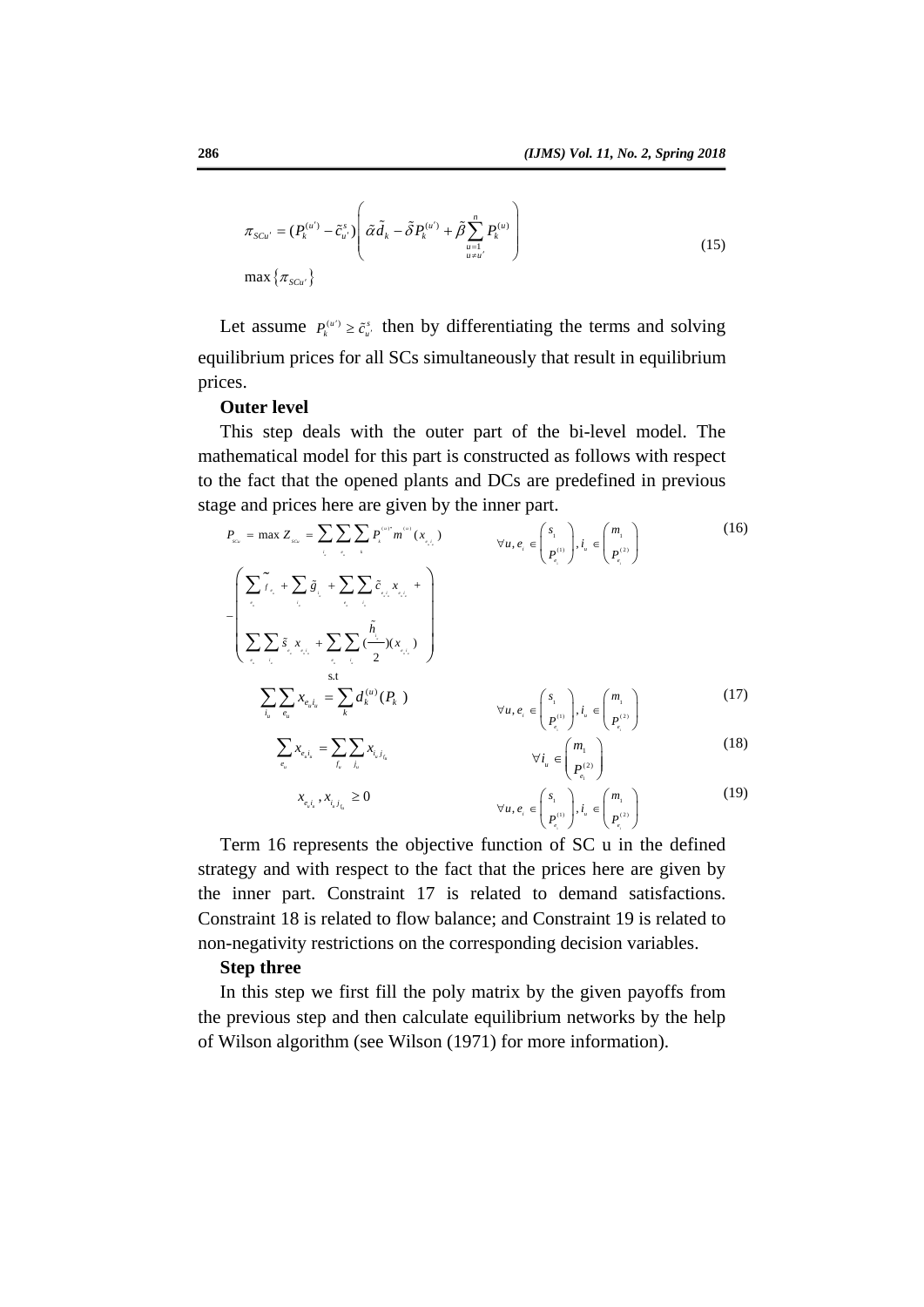$$\pi_{SCu'} = (P_k^{(u')} - \tilde{c}_{u'}^s)\left(\tilde{\alpha}\tilde{d}_k - \tilde{\delta}P_k^{(u')} + \tilde{\beta}\sum_{\substack{u=1 \\ u \neq u'}}^{n} P_k^{(u)}\right) \tag{15}$$

$$\max\left\{\pi_{SCu'}\right\}$$

Let assume $P_k^{(u')} \geq \tilde{c}_{u'}^s$ then by differentiating the terms and solving equilibrium prices for all SCs simultaneously that result in equilibrium prices.

**Outer level**

This step deals with the outer part of the bi-level model. The mathematical model for this part is constructed as follows with respect to the fact that the opened plants and DCs are predefined in previous stage and prices here are given by the inner part.

$$P_{SCu} = \max Z_{SCu} = \sum_{i_u}\sum_{e_u}\sum_{k} P_k^{(u)^*} m^{(u)}(x_{e_u i_u}) \qquad \forall u, e_i \in \binom{s_1}{P_{e_i}^{(1)}}, i_u \in \binom{m_1}{P_{e_i}^{(2)}} \tag{16}$$

$$-\left(\begin{array}{l}\sum_{e_u}\tilde{f}_{e_u} + \sum_{i_u}\tilde{g}_{i_u} + \sum_{e_u}\sum_{i_u}\tilde{c}_{e_u i_u} x_{e_u i_u} + \\ \sum_{e_u}\sum_{i_u}\tilde{s}_{e_u} x_{e_u i_u} + \sum_{e_u}\sum_{i_u}\left(\frac{\tilde{h}_{i_u}}{2}\right)(x_{e_u i_u})\end{array}\right)$$

s.t

$$\sum_{i_u}\sum_{e_u} x_{e_u i_u} = \sum_{k} d_k^{(u)}(P_k) \qquad \forall u, e_i \in \binom{s_1}{P_{e_i}^{(1)}}, i_u \in \binom{m_1}{P_{e_i}^{(2)}} \tag{17}$$

$$\sum_{e_u} x_{e_u i_u} = \sum_{f_u}\sum_{j_u} x_{i_u j_{f_u}} \qquad \forall i_u \in \binom{m_1}{P_{e_i}^{(2)}} \tag{18}$$

$$x_{e_u i_u}, x_{i_u j_{f_u}} \geq 0 \qquad \forall u, e_i \in \binom{s_1}{P_{e_i}^{(1)}}, i_u \in \binom{m_1}{P_{e_i}^{(2)}} \tag{19}$$

Term 16 represents the objective function of SC u in the defined strategy and with respect to the fact that the prices here are given by the inner part. Constraint 17 is related to demand satisfactions. Constraint 18 is related to flow balance; and Constraint 19 is related to non-negativity restrictions on the corresponding decision variables.

**Step three**

In this step we first fill the poly matrix by the given payoffs from the previous step and then calculate equilibrium networks by the help of Wilson algorithm (see Wilson (1971) for more information).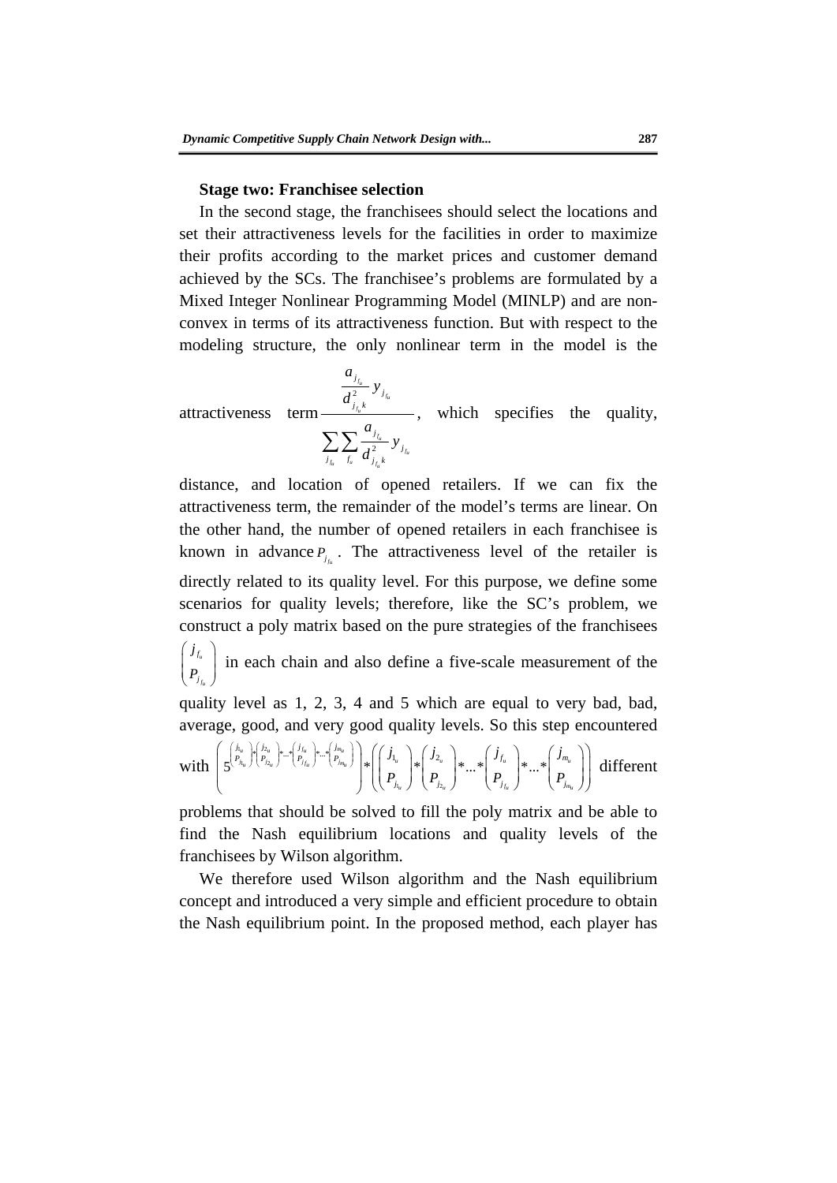**Stage two: Franchisee selection**

In the second stage, the franchisees should select the locations and set their attractiveness levels for the facilities in order to maximize their profits according to the market prices and customer demand achieved by the SCs. The franchisee's problems are formulated by a Mixed Integer Nonlinear Programming Model (MINLP) and are non-convex in terms of its attractiveness function. But with respect to the modeling structure, the only nonlinear term in the model is the attractiveness term $\dfrac{\dfrac{a_{j_{f_u}}}{d^2_{j_{f_u}k}} y_{j_{f_u}}}{\sum_{j_{f_u}} \sum_{f_u} \dfrac{a_{j_{f_u}}}{d^2_{j_{f_u}k}} y_{j_{f_u}}}$, which specifies the quality, distance, and location of opened retailers. If we can fix the attractiveness term, the remainder of the model's terms are linear. On the other hand, the number of opened retailers in each franchisee is known in advance $P_{j_{f_u}}$. The attractiveness level of the retailer is directly related to its quality level. For this purpose, we define some scenarios for quality levels; therefore, like the SC's problem, we construct a poly matrix based on the pure strategies of the franchisees $\binom{j_{f_u}}{P_{j_{f_u}}}$ in each chain and also define a five-scale measurement of the quality level as 1, 2, 3, 4 and 5 which are equal to very bad, bad, average, good, and very good quality levels. So this step encountered with $\left( 5^{\binom{j_{1_u}}{P_{j_{1_u}}} * \binom{j_{2_u}}{P_{j_{2_u}}} * \ldots * \binom{j_{f_u}}{P_{j_{f_u}}} * \ldots * \binom{j_{m_u}}{P_{j_{m_u}}}} \right) * \left( \binom{j_{1_u}}{P_{j_{1_u}}} * \binom{j_{2_u}}{P_{j_{2_u}}} * \ldots * \binom{j_{f_u}}{P_{j_{f_u}}} * \ldots * \binom{j_{m_u}}{P_{j_{m_u}}} \right)$ different problems that should be solved to fill the poly matrix and be able to find the Nash equilibrium locations and quality levels of the franchisees by Wilson algorithm.

We therefore used Wilson algorithm and the Nash equilibrium concept and introduced a very simple and efficient procedure to obtain the Nash equilibrium point. In the proposed method, each player has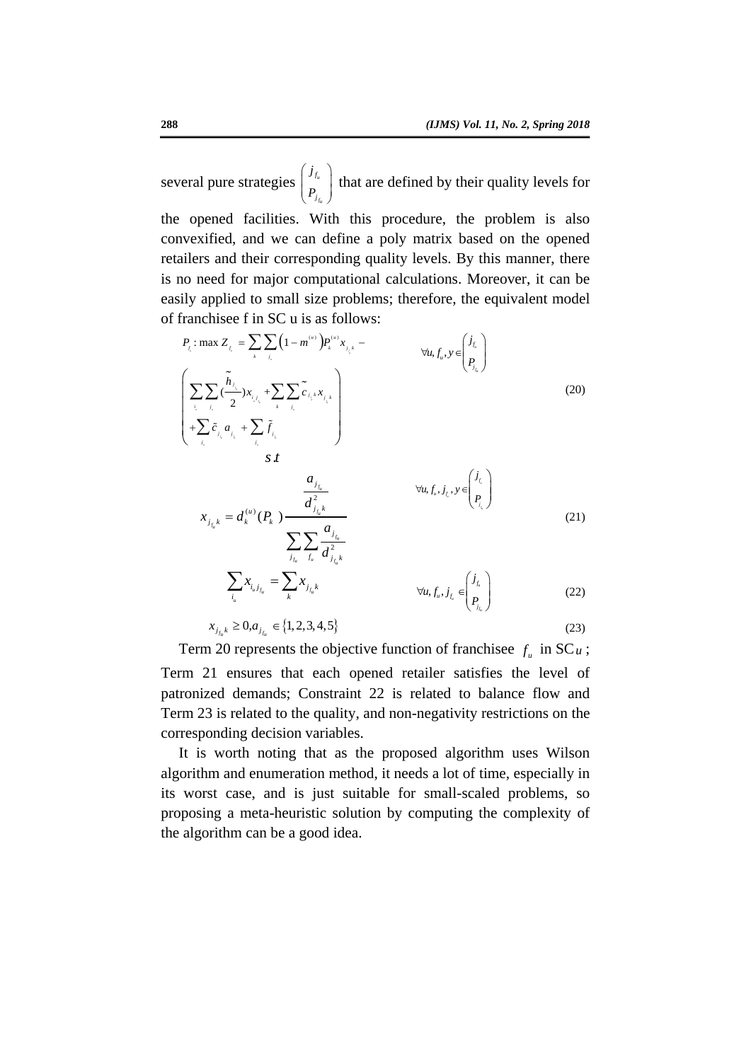several pure strategies $\begin{pmatrix} j_{f_u} \\ P_{j_{f_u}} \end{pmatrix}$ that are defined by their quality levels for the opened facilities. With this procedure, the problem is also convexified, and we can define a poly matrix based on the opened retailers and their corresponding quality levels. By this manner, there is no need for major computational calculations. Moreover, it can be easily applied to small size problems; therefore, the equivalent model of franchisee f in SC u is as follows:

$$P_{f_u}: \max Z_{f_u} = \sum_k \sum_{j_{f_u}} \left(1 - m^{(u)}\right) P_k^{(u)} x_{j_{f_u}k} - \qquad \forall u, f_u, y \in \begin{pmatrix} j_{f_u} \\ P_{j_{f_u}} \end{pmatrix}$$

$$\left( \begin{array}{l} \sum_{i_u} \sum_{j_{f_u}} \left(\frac{\tilde{h}_{j_{f_u}}}{2}\right) x_{i_u j_{f_u}} + \sum_k \sum_{j_{f_u}} \tilde{c}_{j_{f_u}k} x_{j_{f_u}k} \\ + \sum_{j_{f_u}} \tilde{c}_{j_{f_u}} a_{j_{f_u}} + \sum_{j_{f_u}} \tilde{f}_{j_{f_u}} \end{array} \right) \tag{20}$$

$$s.t$$

$$x_{j_{f_u}k} = d_k^{(u)}(P_k) \frac{\dfrac{a_{j_{f_u}}}{d^2_{j_{f_u}k}}}{\sum_{j_{f_u}} \sum_{f_u} \dfrac{a_{j_{f_u}}}{d^2_{j_{f_u}k}}} \qquad \forall u, f_u, j_{f_u}, y \in \begin{pmatrix} j_{f_u} \\ P_{j_{f_u}} \end{pmatrix} \tag{21}$$

$$\sum_{i_u} x_{i_u j_{f_u}} = \sum_k x_{j_{f_u}k} \qquad \forall u, f_u, j_{f_u} \in \begin{pmatrix} j_{f_u} \\ P_{j_{f_u}} \end{pmatrix} \tag{22}$$

$$x_{j_{f_u}k} \geq 0, a_{j_{f_u}} \in \{1,2,3,4,5\} \tag{23}$$

Term 20 represents the objective function of franchisee $f_u$ in SC $u$; Term 21 ensures that each opened retailer satisfies the level of patronized demands; Constraint 22 is related to balance flow and Term 23 is related to the quality, and non-negativity restrictions on the corresponding decision variables.

It is worth noting that as the proposed algorithm uses Wilson algorithm and enumeration method, it needs a lot of time, especially in its worst case, and is just suitable for small-scaled problems, so proposing a meta-heuristic solution by computing the complexity of the algorithm can be a good idea.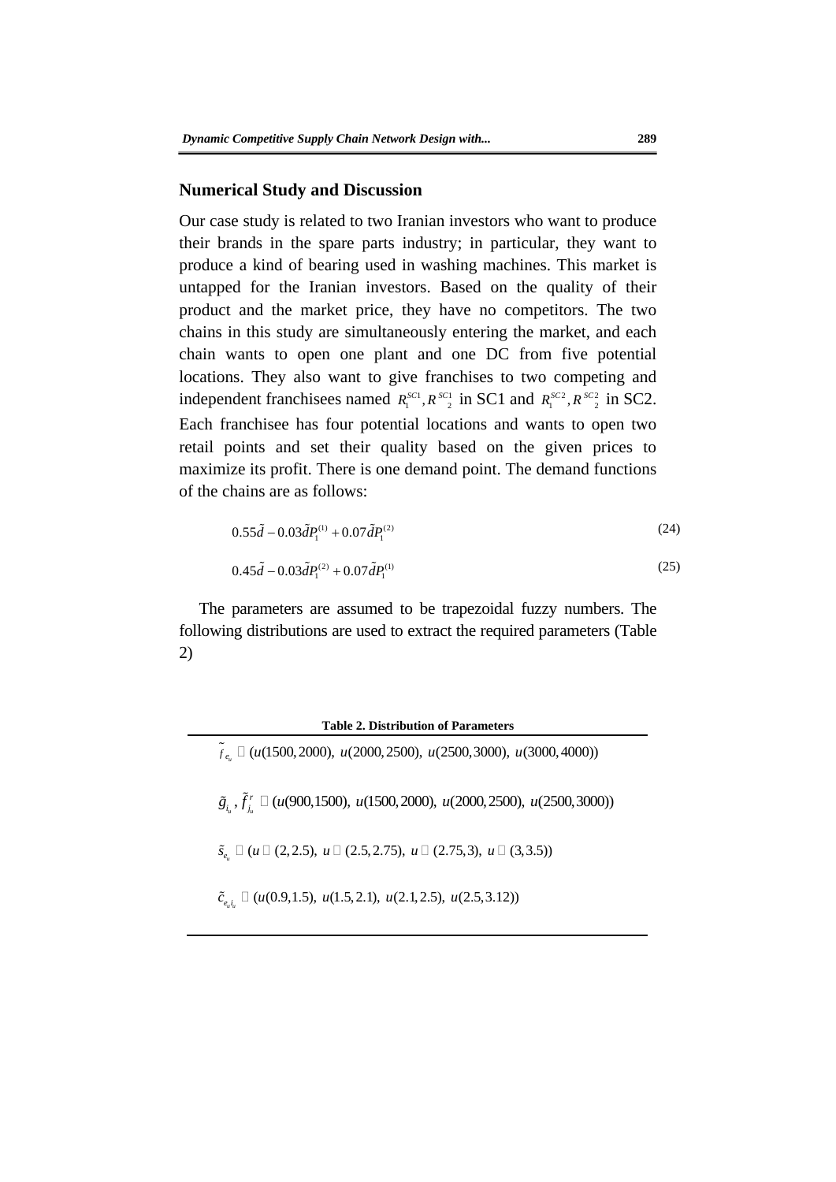## Numerical Study and Discussion

Our case study is related to two Iranian investors who want to produce their brands in the spare parts industry; in particular, they want to produce a kind of bearing used in washing machines. This market is untapped for the Iranian investors. Based on the quality of their product and the market price, they have no competitors. The two chains in this study are simultaneously entering the market, and each chain wants to open one plant and one DC from five potential locations. They also want to give franchises to two competing and independent franchisees named $R_1^{SC1}, R_2^{SC1}$ in SC1 and $R_1^{SC2}, R_2^{SC2}$ in SC2. Each franchisee has four potential locations and wants to open two retail points and set their quality based on the given prices to maximize its profit. There is one demand point. The demand functions of the chains are as follows:

$$0.55\tilde{d} - 0.03\tilde{d}P_1^{(1)} + 0.07\tilde{d}P_1^{(2)} \tag{24}$$

$$0.45\tilde{d} - 0.03\tilde{d}P_1^{(2)} + 0.07\tilde{d}P_1^{(1)} \tag{25}$$

The parameters are assumed to be trapezoidal fuzzy numbers. The following distributions are used to extract the required parameters (Table 2)

**Table 2. Distribution of Parameters**

| |
|---|
| $\tilde{f}_{e_u} \sim (u(1500, 2000),\ u(2000, 2500),\ u(2500, 3000),\ u(3000, 4000))$ |
| $\tilde{g}_{i_u}, \tilde{f}^{r}_{j_u} \sim (u(900, 1500),\ u(1500, 2000),\ u(2000, 2500),\ u(2500, 3000))$ |
| $\tilde{s}_{e_u} \sim (u \sim (2, 2.5),\ u \sim (2.5, 2.75),\ u \sim (2.75, 3),\ u \sim (3, 3.5))$ |
| $\tilde{c}_{e_u i_u} \sim (u(0.9, 1.5),\ u(1.5, 2.1),\ u(2.1, 2.5),\ u(2.5, 3.12))$ |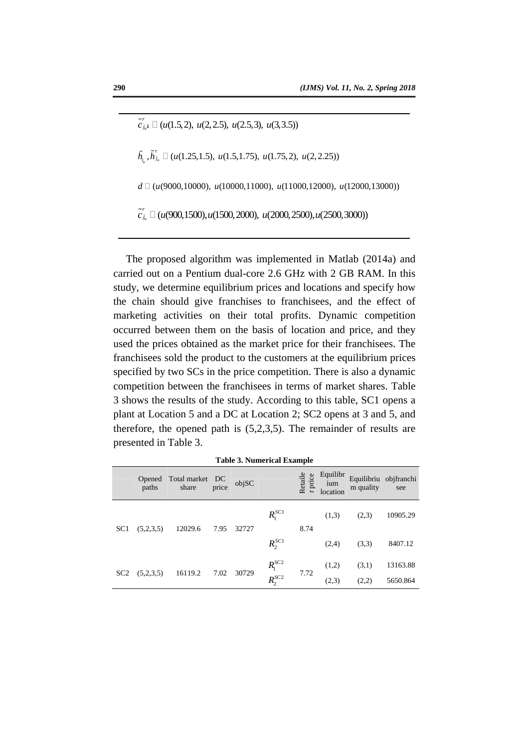$$\tilde{c}^{r}_{j_u k} \sim (u(1.5,2),\ u(2,2.5),\ u(2.5,3),\ u(3,3.5))$$

$$\tilde{h}_{i_u}, \tilde{h}^{r}_{j_u} \sim (u(1.25,1.5),\ u(1.5,1.75),\ u(1.75,2),\ u(2,2.25))$$

$$d \sim (u(9000,10000),\ u(10000,11000),\ u(11000,12000),\ u(12000,13000))$$

$$\tilde{c}^{r}_{j_u} \sim (u(900,1500), u(1500,2000),\ u(2000,2500), u(2500,3000))$$

The proposed algorithm was implemented in Matlab (2014a) and carried out on a Pentium dual-core 2.6 GHz with 2 GB RAM. In this study, we determine equilibrium prices and locations and specify how the chain should give franchises to franchisees, and the effect of marketing activities on their total profits. Dynamic competition occurred between them on the basis of location and price, and they used the prices obtained as the market price for their franchisees. The franchisees sold the product to the customers at the equilibrium prices specified by two SCs in the price competition. There is also a dynamic competition between the franchisees in terms of market shares. Table 3 shows the results of the study. According to this table, SC1 opens a plant at Location 5 and a DC at Location 2; SC2 opens at 3 and 5, and therefore, the opened path is (5,2,3,5). The remainder of results are presented in Table 3.

**Table 3. Numerical Example**

| | Opened paths | Total market share | DC price | objSC | | Retailer price | Equilibrium location | Equilibrium quality | objfranchisee |
|---|---|---|---|---|---|---|---|---|---|
| SC1 | (5,2,3,5) | 12029.6 | 7.95 | 32727 | $R_1^{SC1}$ | 8.74 | (1,3) | (2,3) | 10905.29 |
| | | | | | $R_2^{SC1}$ | | (2,4) | (3,3) | 8407.12 |
| SC2 | (5,2,3,5) | 16119.2 | 7.02 | 30729 | $R_1^{SC2}$ | 7.72 | (1,2) | (3,1) | 13163.88 |
| | | | | | $R_2^{SC2}$ | | (2,3) | (2,2) | 5650.864 |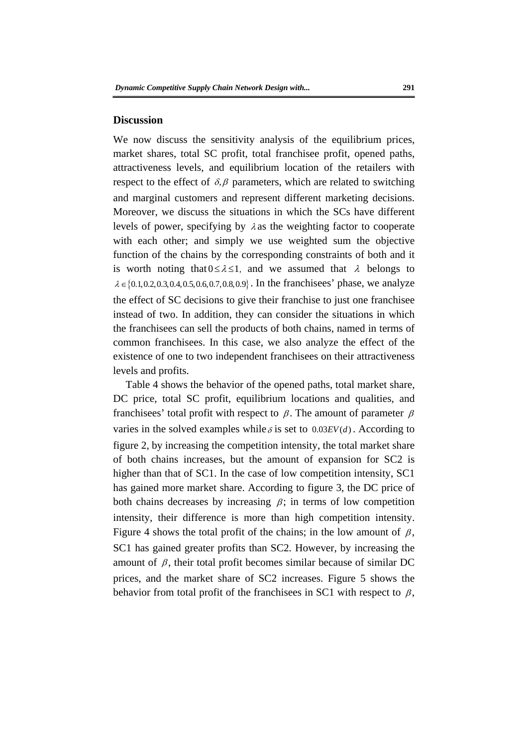## Discussion

We now discuss the sensitivity analysis of the equilibrium prices, market shares, total SC profit, total franchisee profit, opened paths, attractiveness levels, and equilibrium location of the retailers with respect to the effect of $\delta, \beta$ parameters, which are related to switching and marginal customers and represent different marketing decisions. Moreover, we discuss the situations in which the SCs have different levels of power, specifying by $\lambda$ as the weighting factor to cooperate with each other; and simply we use weighted sum the objective function of the chains by the corresponding constraints of both and it is worth noting that $0 \leq \lambda \leq 1$, and we assumed that $\lambda$ belongs to $\lambda \in \{0.1, 0.2, 0.3, 0.4, 0.5, 0.6, 0.7, 0.8, 0.9\}$. In the franchisees' phase, we analyze the effect of SC decisions to give their franchise to just one franchisee instead of two. In addition, they can consider the situations in which the franchisees can sell the products of both chains, named in terms of common franchisees. In this case, we also analyze the effect of the existence of one to two independent franchisees on their attractiveness levels and profits.

Table 4 shows the behavior of the opened paths, total market share, DC price, total SC profit, equilibrium locations and qualities, and franchisees' total profit with respect to $\beta$. The amount of parameter $\beta$ varies in the solved examples while $\delta$ is set to $0.03EV(d)$. According to figure 2, by increasing the competition intensity, the total market share of both chains increases, but the amount of expansion for SC2 is higher than that of SC1. In the case of low competition intensity, SC1 has gained more market share. According to figure 3, the DC price of both chains decreases by increasing $\beta$; in terms of low competition intensity, their difference is more than high competition intensity. Figure 4 shows the total profit of the chains; in the low amount of $\beta$, SC1 has gained greater profits than SC2. However, by increasing the amount of $\beta$, their total profit becomes similar because of similar DC prices, and the market share of SC2 increases. Figure 5 shows the behavior from total profit of the franchisees in SC1 with respect to $\beta$,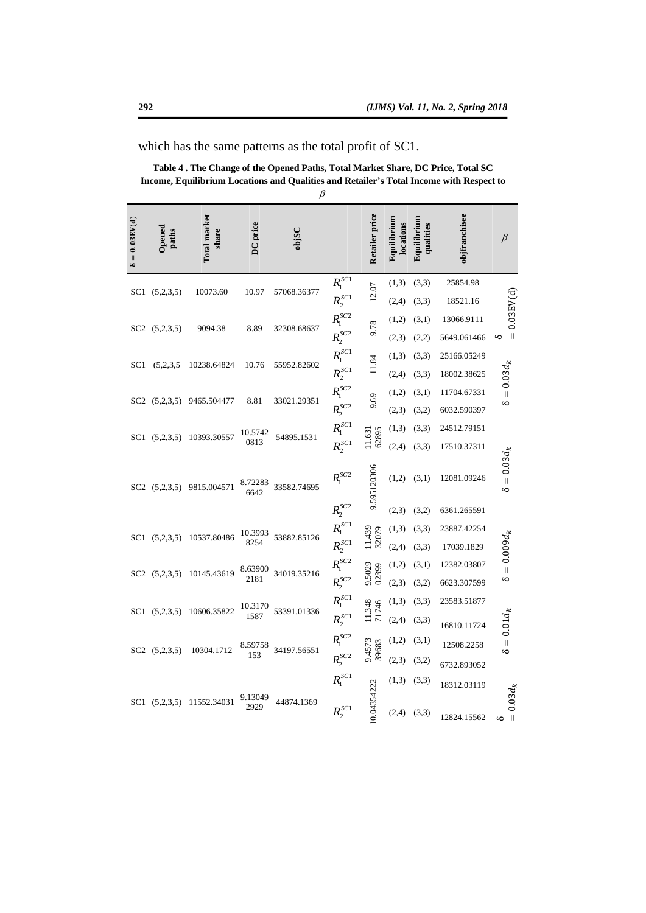which has the same patterns as the total profit of SC1.

**Table 4 . The Change of the Opened Paths, Total Market Share, DC Price, Total SC Income, Equilibrium Locations and Qualities and Retailer's Total Income with Respect to $\beta$**

| $\delta = 0.03EV(d)$ | Opened paths | Total market share | DC price | objSC | | Retailer price | Equilibrium locations | Equilibrium qualities | objfranchisee | $\beta$ |
|---|---|---|---|---|---|---|---|---|---|---|
| SC1 | (5,2,3,5) | 10073.60 | 10.97 | 57068.36377 | $R_1^{SC1}$ | 12.07 | (1,3) | (3,3) | 25854.98 | $\delta = 0.03EV(d)$ |
| | | | | | $R_2^{SC1}$ | | (2,4) | (3,3) | 18521.16 | |
| SC2 | (5,2,3,5) | 9094.38 | 8.89 | 32308.68637 | $R_1^{SC2}$ | 9.78 | (1,2) | (3,1) | 13066.9111 | |
| | | | | | $R_2^{SC2}$ | | (2,3) | (2,2) | 5649.061466 | |
| SC1 | (5,2,3,5 | 10238.64824 | 10.76 | 55952.82602 | $R_1^{SC1}$ | 11.84 | (1,3) | (3,3) | 25166.05249 | $\delta = 0.03d_k$ |
| | | | | | $R_2^{SC1}$ | | (2,4) | (3,3) | 18002.38625 | |
| SC2 | (5,2,3,5) | 9465.504477 | 8.81 | 33021.29351 | $R_1^{SC2}$ | 9.69 | (1,2) | (3,1) | 11704.67331 | |
| | | | | | $R_2^{SC2}$ | | (2,3) | (3,2) | 6032.590397 | |
| SC1 | (5,2,3,5) | 10393.30557 | 10.57420813 | 54895.1531 | $R_1^{SC1}$ | 11.63162895 | (1,3) | (3,3) | 24512.79151 | $\delta = 0.03d_k$ |
| | | | | | $R_2^{SC1}$ | | (2,4) | (3,3) | 17510.37311 | |
| SC2 | (5,2,3,5) | 9815.004571 | 8.722836642 | 33582.74695 | $R_1^{SC2}$ | 9.595120306 | (1,2) | (3,1) | 12081.09246 | |
| | | | | | $R_2^{SC2}$ | | (2,3) | (3,2) | 6361.265591 | |
| SC1 | (5,2,3,5) | 10537.80486 | 10.39938254 | 53882.85126 | $R_1^{SC1}$ | 11.43932079 | (1,3) | (3,3) | 23887.42254 | $\delta = 0.009d_k$ |
| | | | | | $R_2^{SC1}$ | | (2,4) | (3,3) | 17039.1829 | |
| SC2 | (5,2,3,5) | 10145.43619 | 8.639002181 | 34019.35216 | $R_1^{SC2}$ | 9.502902399 | (1,2) | (3,1) | 12382.03807 | |
| | | | | | $R_2^{SC2}$ | | (2,3) | (3,2) | 6623.307599 | |
| SC1 | (5,2,3,5) | 10606.35822 | 10.31701587 | 53391.01336 | $R_1^{SC1}$ | 11.34871746 | (1,3) | (3,3) | 23583.51877 | $\delta = 0.01d_k$ |
| | | | | | $R_2^{SC1}$ | | (2,4) | (3,3) | 16810.11724 | |
| SC2 | (5,2,3,5) | 10304.1712 | 8.59758153 | 34197.56551 | $R_1^{SC2}$ | 9.457339683 | (1,2) | (3,1) | 12508.2258 | |
| | | | | | $R_2^{SC2}$ | | (2,3) | (3,2) | 6732.893052 | |
| SC1 | (5,2,3,5) | 11552.34031 | 9.130492929 | 44874.1369 | $R_1^{SC1}$ | 10.04354222 | (1,3) | (3,3) | 18312.03119 | $\delta = 0.03d_k$ |
| | | | | | $R_2^{SC1}$ | | (2,4) | (3,3) | 12824.15562 | |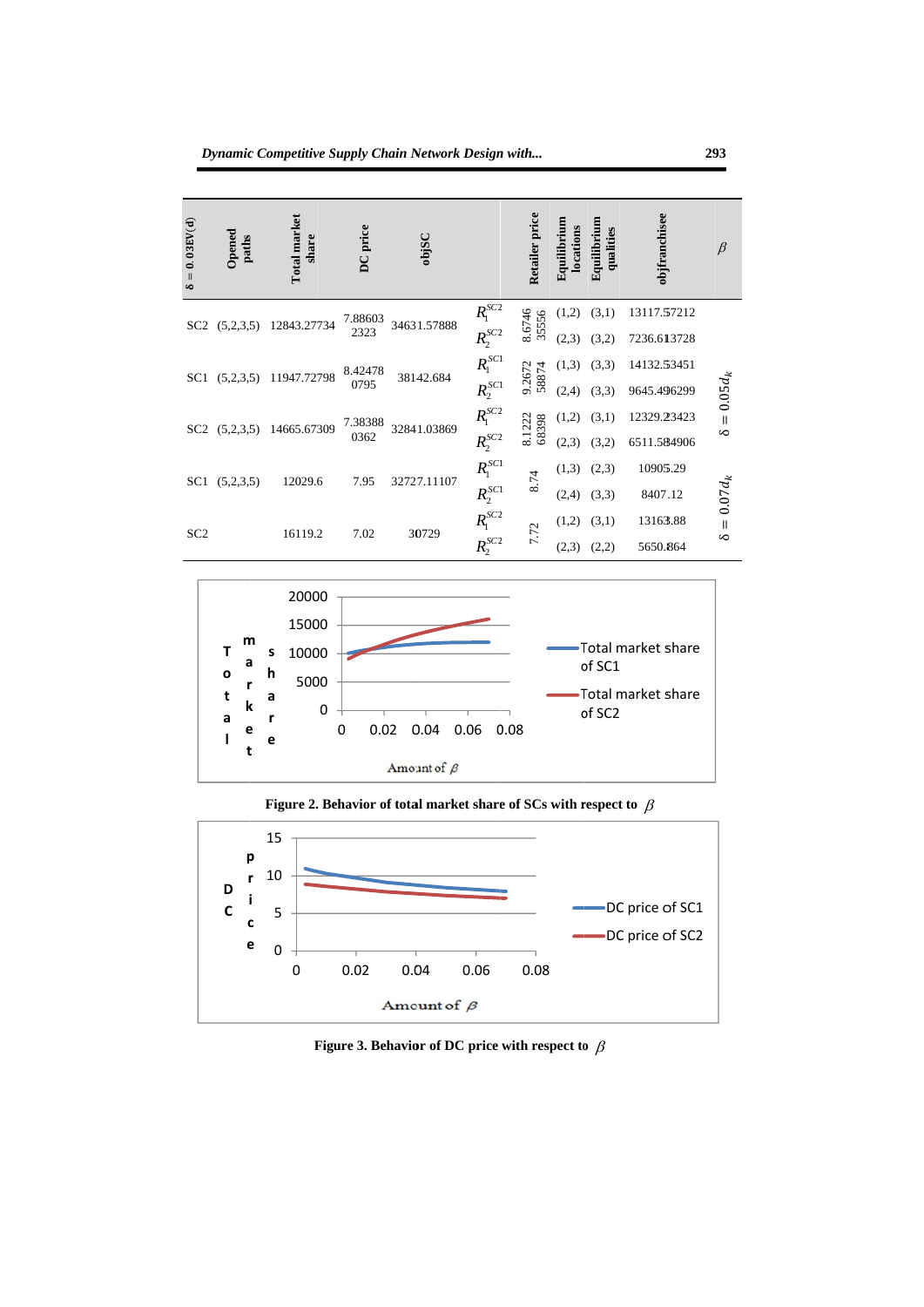| $\delta = 0.03EV(d)$ | Opened paths | Total market share | DC price | objSC | | Retailer price | Equilibrium locations | Equilibrium qualities | objfranchisee | $\beta$ |
|---|---|---|---|---|---|---|---|---|---|---|
| SC2 | (5,2,3,5) | 12843.27734 | 7.88603 2323 | 34631.57888 | $R_1^{SC2}$ | 8.6746 35556 | (1,2) | (3,1) | 13117.57212 | $\delta = 0.05d_k$ |
| | | | | | $R_2^{SC2}$ | | (2,3) | (3,2) | 7236.613728 | |
| SC1 | (5,2,3,5) | 11947.72798 | 8.42478 0795 | 38142.684 | $R_1^{SC1}$ | 9.2672 58874 | (1,3) | (3,3) | 14132.53451 | |
| | | | | | $R_2^{SC1}$ | | (2,4) | (3,3) | 9645.496299 | |
| SC2 | (5,2,3,5) | 14665.67309 | 7.38388 0362 | 32841.03869 | $R_1^{SC2}$ | 8.1222 68398 | (1,2) | (3,1) | 12329.23423 | |
| | | | | | $R_2^{SC2}$ | | (2,3) | (3,2) | 6511.584906 | |
| SC1 | (5,2,3,5) | 12029.6 | 7.95 | 32727.11107 | $R_1^{SC1}$ | 8.74 | (1,3) | (2,3) | 10905.29 | $\delta = 0.07d_k$ |
| | | | | | $R_2^{SC1}$ | | (2,4) | (3,3) | 8407.12 | |
| SC2 | | 16119.2 | 7.02 | 30729 | $R_1^{SC2}$ | 7.72 | (1,2) | (3,1) | 13163.88 | |
| | | | | | $R_2^{SC2}$ | | (2,3) | (2,2) | 5650.864 | |

**Figure 2. Behavior of total market share of SCs with respect to $\beta$**

**Figure 3. Behavior of DC price with respect to $\beta$**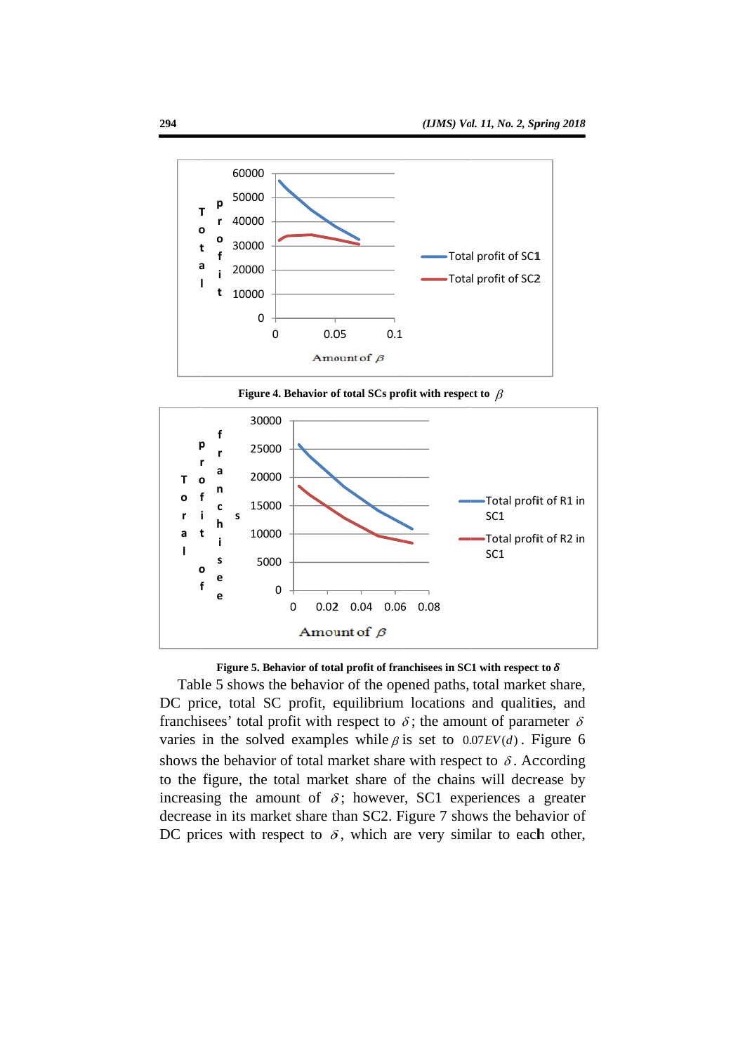**Figure 4. Behavior of total SCs profit with respect to $\beta$**

**Figure 5. Behavior of total profit of franchisees in SC1 with respect to $\delta$**

Table 5 shows the behavior of the opened paths, total market share, DC price, total SC profit, equilibrium locations and qualities, and franchisees' total profit with respect to $\delta$; the amount of parameter $\delta$ varies in the solved examples while $\beta$ is set to $0.07EV(d)$. Figure 6 shows the behavior of total market share with respect to $\delta$. According to the figure, the total market share of the chains will decrease by increasing the amount of $\delta$; however, SC1 experiences a greater decrease in its market share than SC2. Figure 7 shows the behavior of DC prices with respect to $\delta$, which are very similar to each other,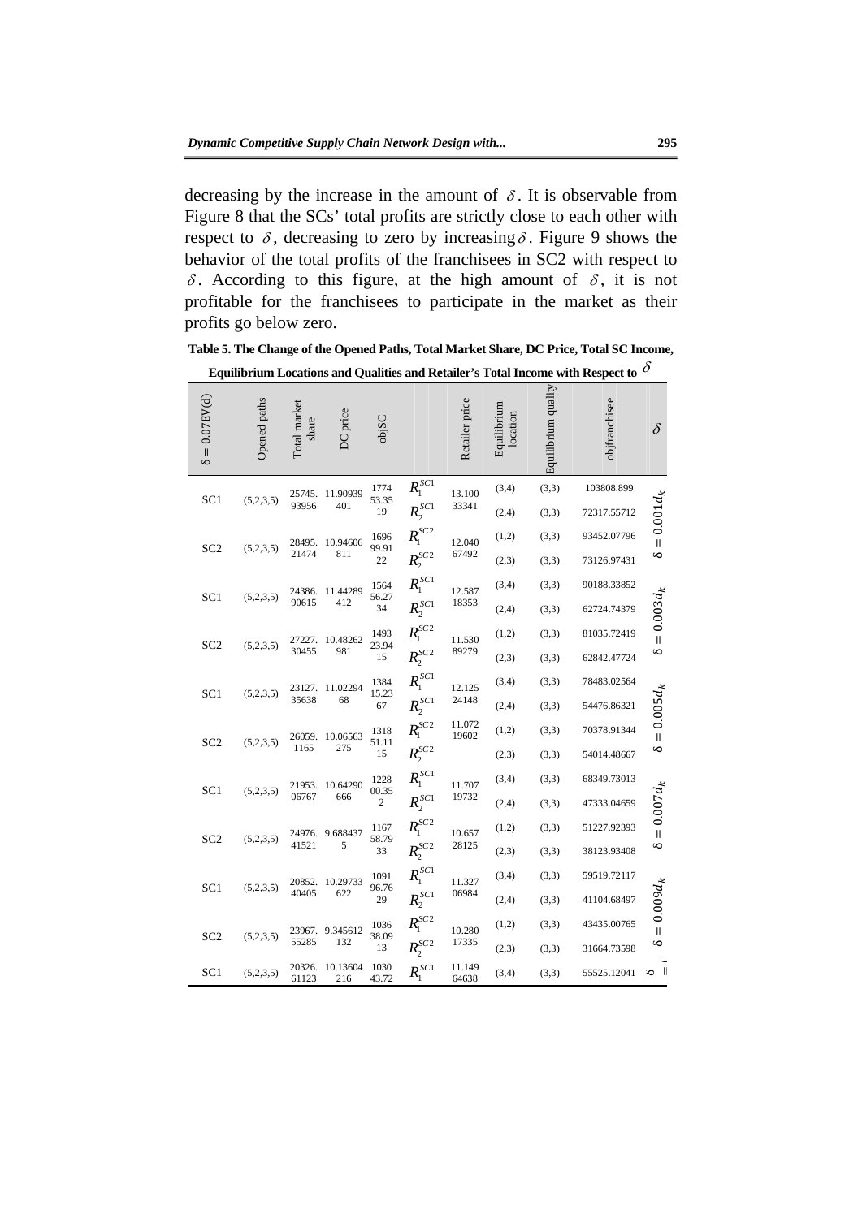decreasing by the increase in the amount of $\delta$. It is observable from Figure 8 that the SCs' total profits are strictly close to each other with respect to $\delta$, decreasing to zero by increasing $\delta$. Figure 9 shows the behavior of the total profits of the franchisees in SC2 with respect to $\delta$. According to this figure, at the high amount of $\delta$, it is not profitable for the franchisees to participate in the market as their profits go below zero.

**Table 5. The Change of the Opened Paths, Total Market Share, DC Price, Total SC Income, Equilibrium Locations and Qualities and Retailer's Total Income with Respect to $\delta$**

| $\delta = 0.07EV(d)$ | Opened paths | Total market share | DC price | objSC | | Retailer price | Equilibrium location | Equilibrium quality | objfranchisee | $\delta$ |
|---|---|---|---|---|---|---|---|---|---|---|
| SC1 | (5,2,3,5) | 25745.93956 | 11.90939401 | 177453.3519 | $R_1^{SC1}$ | 13.10033341 | (3,4) | (3,3) | 103808.899 | $\delta = 0.001d_k$ |
| | | | | | $R_2^{SC1}$ | | (2,4) | (3,3) | 72317.55712 | |
| SC2 | (5,2,3,5) | 28495.21474 | 10.94606811 | 169699.9122 | $R_1^{SC2}$ | 12.04067492 | (1,2) | (3,3) | 93452.07796 | |
| | | | | | $R_2^{SC2}$ | | (2,3) | (3,3) | 73126.97431 | |
| SC1 | (5,2,3,5) | 24386.90615 | 11.44289412 | 156456.2734 | $R_1^{SC1}$ | 12.58718353 | (3,4) | (3,3) | 90188.33852 | $\delta = 0.003d_k$ |
| | | | | | $R_2^{SC1}$ | | (2,4) | (3,3) | 62724.74379 | |
| SC2 | (5,2,3,5) | 27227.30455 | 10.48262981 | 149323.9415 | $R_1^{SC2}$ | 11.53089279 | (1,2) | (3,3) | 81035.72419 | |
| | | | | | $R_2^{SC2}$ | | (2,3) | (3,3) | 62842.47724 | |
| SC1 | (5,2,3,5) | 23127.35638 | 11.0229468 | 138415.2367 | $R_1^{SC1}$ | 12.12524148 | (3,4) | (3,3) | 78483.02564 | $\delta = 0.005d_k$ |
| | | | | | $R_2^{SC1}$ | | (2,4) | (3,3) | 54476.86321 | |
| SC2 | (5,2,3,5) | 26059.1165 | 10.06563275 | 131851.1115 | $R_1^{SC2}$ | 11.07219602 | (1,2) | (3,3) | 70378.91344 | |
| | | | | | $R_2^{SC2}$ | | (2,3) | (3,3) | 54014.48667 | |
| SC1 | (5,2,3,5) | 21953.06767 | 10.64290666 | 122800.352 | $R_1^{SC1}$ | 11.70719732 | (3,4) | (3,3) | 68349.73013 | $\delta = 0.007d_k$ |
| | | | | | $R_2^{SC1}$ | | (2,4) | (3,3) | 47333.04659 | |
| SC2 | (5,2,3,5) | 24976.41521 | 9.6884375 | 116758.7933 | $R_1^{SC2}$ | 10.65728125 | (1,2) | (3,3) | 51227.92393 | |
| | | | | | $R_2^{SC2}$ | | (2,3) | (3,3) | 38123.93408 | |
| SC1 | (5,2,3,5) | 20852.40405 | 10.29733622 | 109196.7629 | $R_1^{SC1}$ | 11.32706984 | (3,4) | (3,3) | 59519.72117 | $\delta = 0.009d_k$ |
| | | | | | $R_2^{SC1}$ | | (2,4) | (3,3) | 41104.68497 | |
| SC2 | (5,2,3,5) | 23967.55285 | 9.345612132 | 103638.0913 | $R_1^{SC2}$ | 10.28017335 | (1,2) | (3,3) | 43435.00765 | |
| | | | | | $R_2^{SC2}$ | | (2,3) | (3,3) | 31664.73598 | |
| SC1 | (5,2,3,5) | 20326.61123 | 10.13604216 | 103043.72 | $R_1^{SC1}$ | 11.14964638 | (3,4) | (3,3) | 55525.12041 | $\delta =$ |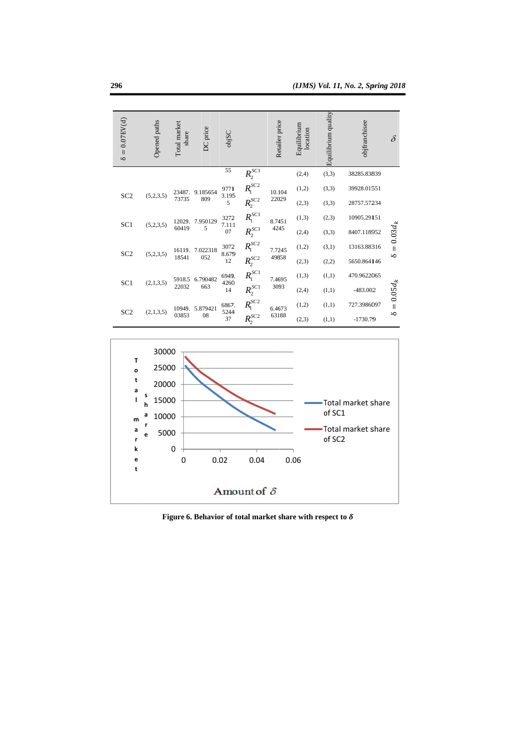| $\delta = 0.07EV(d)$ | Opened paths | Total market share | DC price | objSC | | Retailer price | Equilibrium location | Equilibrium quality | objfranchisee | $\delta$ |
|---|---|---|---|---|---|---|---|---|---|---|
| | | | | 55 | $R_2^{SC1}$ | | (2,4) | (3,3) | 38285.83839 | |
| SC2 | (5,2,3,5) | 23487.73735 | 9.185654809 | 97713.1955 | $R_1^{SC2}$ | 10.10422029 | (1,2) | (3,3) | 39928.01551 | |
| | | | | | $R_2^{SC2}$ | | (2,3) | (3,3) | 28757.57234 | |
| SC1 | (5,2,3,5) | 12029.60419 | 7.9501295 | 32727.11107 | $R_1^{SC1}$ | 8.74514245 | (1,3) | (2,3) | 10905.29151 | $\delta = 0.03d_k$ |
| | | | | | $R_2^{SC1}$ | | (2,4) | (3,3) | 8407.118952 | |
| SC2 | (5,2,3,5) | 16119.18541 | 7.022318052 | 30728.67912 | $R_1^{SC2}$ | 7.724549858 | (1,2) | (3,1) | 13163.88316 | |
| | | | | | $R_2^{SC2}$ | | (2,3) | (2,2) | 5650.864146 | |
| SC1 | (2,1,3,5) | 5918.522032 | 6.790482663 | 6949.426014 | $R_1^{SC1}$ | 7.46953093 | (1,3) | (1,1) | 470.9622065 | $\delta = 0.05d_k$ |
| | | | | | $R_2^{SC1}$ | | (2,4) | (1,1) | -483.002 | |
| SC2 | (2,1,3,5) | 10949.03853 | 5.87942108 | 6867.524437 | $R_1^{SC2}$ | 6.467363188 | (1,2) | (1,1) | 727.3986097 | |
| | | | | | $R_2^{SC2}$ | | (2,3) | (1,1) | -1730.79 | |

**Figure 6. Behavior of total market share with respect to $\delta$**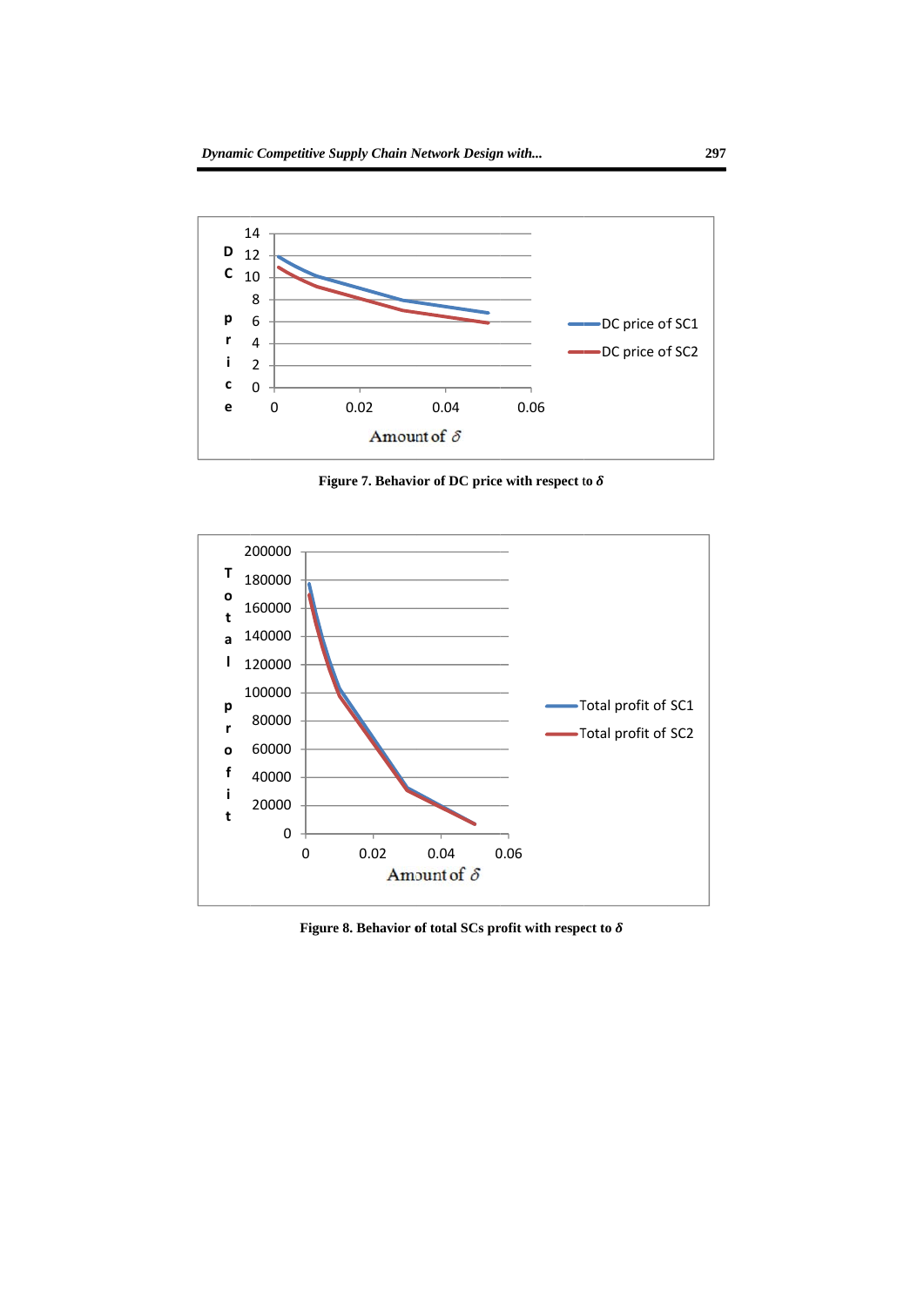Figure 7. Behavior of DC price with respect to $\delta$

Figure 8. Behavior of total SCs profit with respect to $\delta$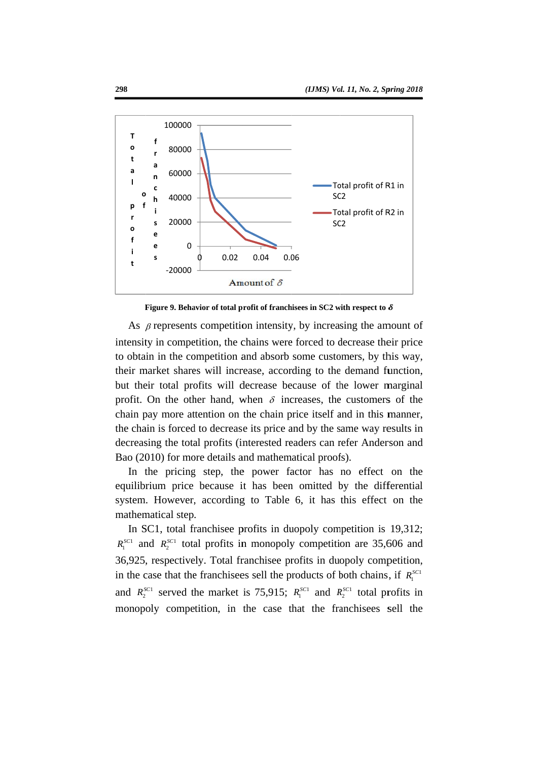**Figure 9. Behavior of total profit of franchisees in SC2 with respect to $\delta$**

As $\beta$ represents competition intensity, by increasing the amount of intensity in competition, the chains were forced to decrease their price to obtain in the competition and absorb some customers, by this way, their market shares will increase, according to the demand function, but their total profits will decrease because of the lower marginal profit. On the other hand, when $\delta$ increases, the customers of the chain pay more attention on the chain price itself and in this manner, the chain is forced to decrease its price and by the same way results in decreasing the total profits (interested readers can refer Anderson and Bao (2010) for more details and mathematical proofs).

In the pricing step, the power factor has no effect on the equilibrium price because it has been omitted by the differential system. However, according to Table 6, it has this effect on the mathematical step.

In SC1, total franchisee profits in duopoly competition is 19,312; $R_1^{SC1}$ and $R_2^{SC1}$ total profits in monopoly competition are 35,606 and 36,925, respectively. Total franchisee profits in duopoly competition, in the case that the franchisees sell the products of both chains, if $R_1^{SC1}$ and $R_2^{SC1}$ served the market is 75,915; $R_1^{SC1}$ and $R_2^{SC1}$ total profits in monopoly competition, in the case that the franchisees sell the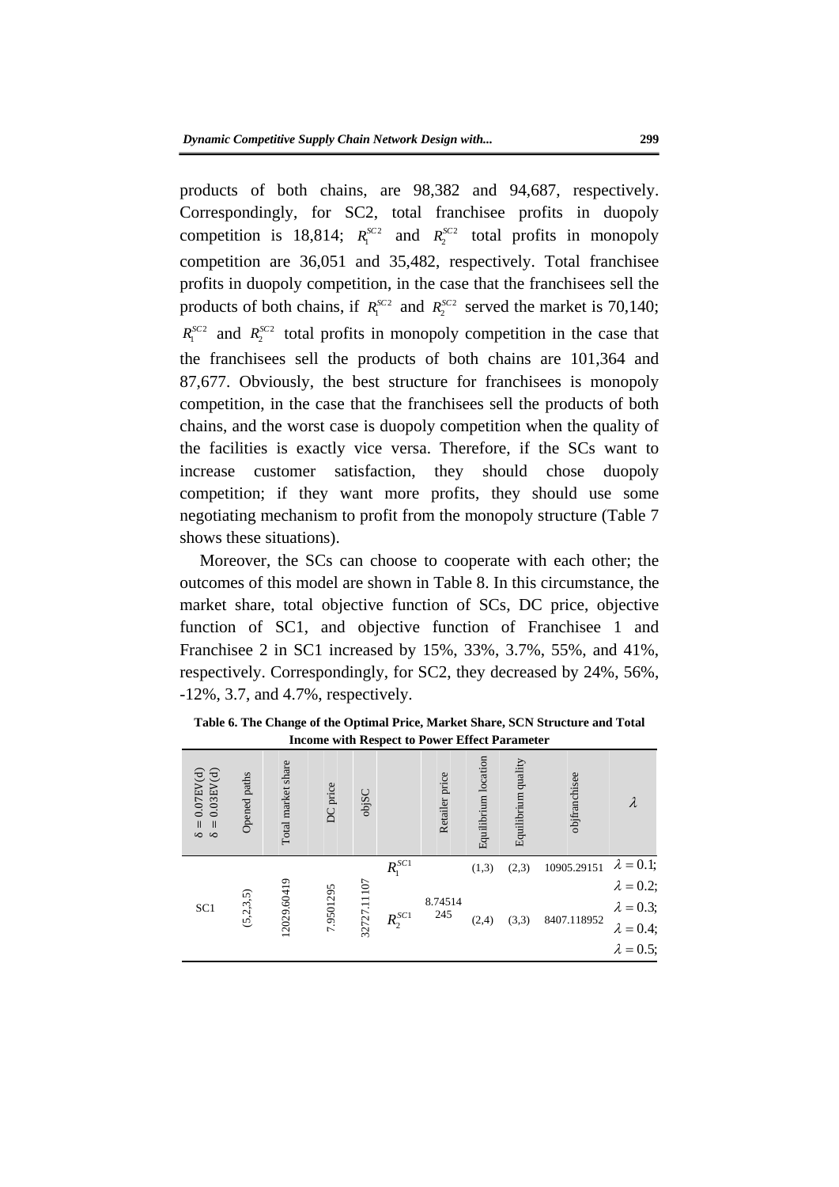products of both chains, are 98,382 and 94,687, respectively. Correspondingly, for SC2, total franchisee profits in duopoly competition is 18,814; $R_1^{SC2}$ and $R_2^{SC2}$ total profits in monopoly competition are 36,051 and 35,482, respectively. Total franchisee profits in duopoly competition, in the case that the franchisees sell the products of both chains, if $R_1^{SC2}$ and $R_2^{SC2}$ served the market is 70,140; $R_1^{SC2}$ and $R_2^{SC2}$ total profits in monopoly competition in the case that the franchisees sell the products of both chains are 101,364 and 87,677. Obviously, the best structure for franchisees is monopoly competition, in the case that the franchisees sell the products of both chains, and the worst case is duopoly competition when the quality of the facilities is exactly vice versa. Therefore, if the SCs want to increase customer satisfaction, they should chose duopoly competition; if they want more profits, they should use some negotiating mechanism to profit from the monopoly structure (Table 7 shows these situations).

Moreover, the SCs can choose to cooperate with each other; the outcomes of this model are shown in Table 8. In this circumstance, the market share, total objective function of SCs, DC price, objective function of SC1, and objective function of Franchisee 1 and Franchisee 2 in SC1 increased by 15%, 33%, 3.7%, 55%, and 41%, respectively. Correspondingly, for SC2, they decreased by 24%, 56%, -12%, 3.7, and 4.7%, respectively.

**Table 6. The Change of the Optimal Price, Market Share, SCN Structure and Total Income with Respect to Power Effect Parameter**

| δ = 0.07EV(d) δ = 0.03EV(d) | Opened paths | Total market share | DC price | objSC | | Retailer price | Equilibrium location | Equilibrium quality | objfranchisee | $\lambda$ |
|---|---|---|---|---|---|---|---|---|---|---|
| SC1 | (5,2,3,5) | 12029.60419 | 7.9501295 | 32727.11107 | $R_1^{SC1}$ | 8.74514245 | (1,3) | (2,3) | 10905.29151 | $\lambda = 0.1$; $\lambda = 0.2$; $\lambda = 0.3$; $\lambda = 0.4$; $\lambda = 0.5$; |
| | | | | | $R_2^{SC1}$ | | (2,4) | (3,3) | 8407.118952 | |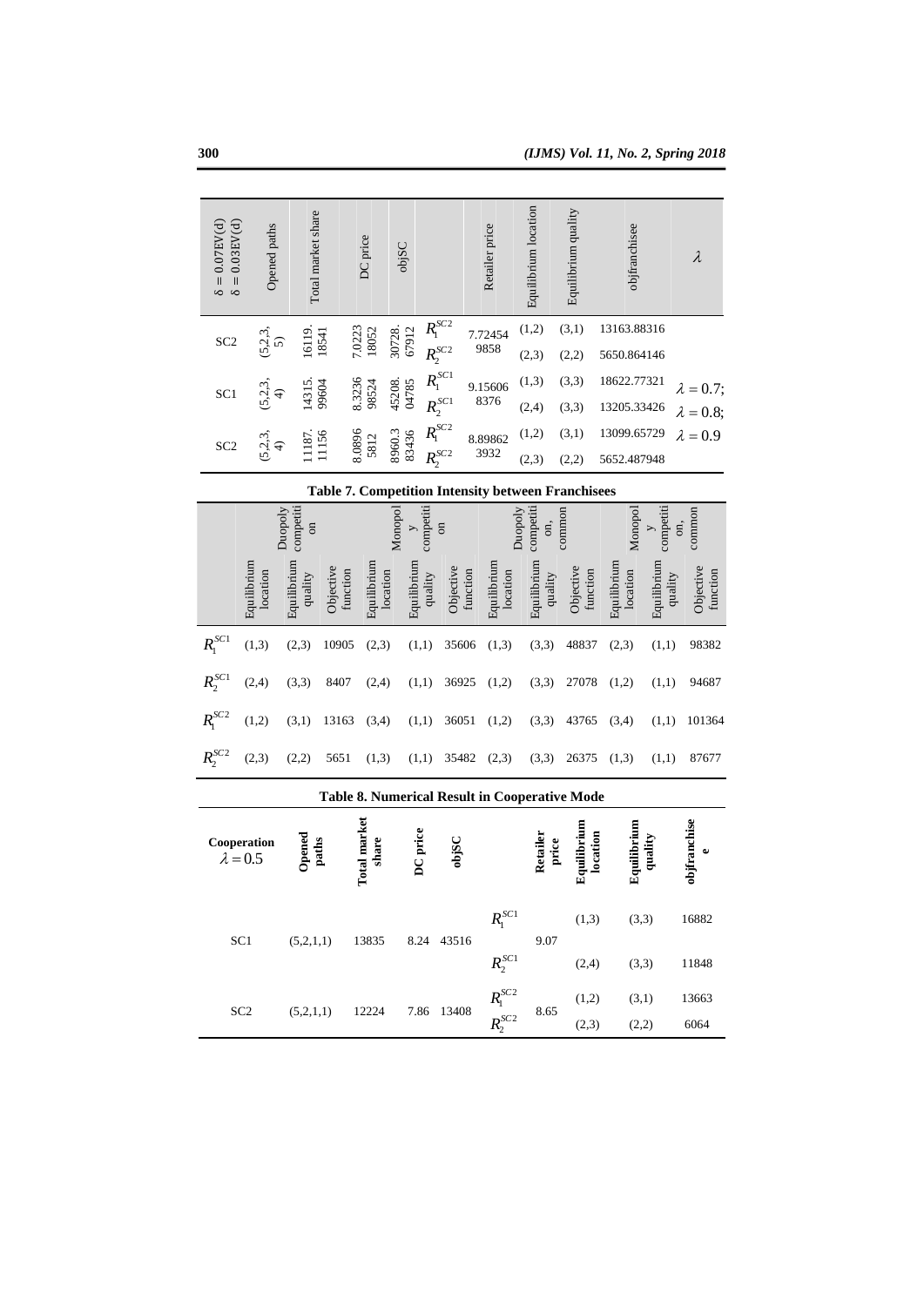| $\delta = 0.07EV(d)$ $\delta = 0.03EV(d)$ | Opened paths | Total market share | DC price | objSC | | Retailer price | Equilibrium location | Equilibrium quality | objfranchisee | $\lambda$ |
|---|---|---|---|---|---|---|---|---|---|---|
| SC2 | (5,2,3,5) | 16119.18541 | 7.0223 18052 | 30728.67912 | $R_1^{SC2}$ | 7.72454 9858 | (1,2) | (3,1) | 13163.88316 | |
| | | | | | $R_2^{SC2}$ | | (2,3) | (2,2) | 5650.864146 | |
| SC1 | (5,2,3,4) | 14315.99604 | 8.3236 98524 | 45208.04785 | $R_1^{SC1}$ | 9.15606 8376 | (1,3) | (3,3) | 18622.77321 | $\lambda = 0.7$; |
| | | | | | $R_2^{SC1}$ | | (2,4) | (3,3) | 13205.33426 | $\lambda = 0.8$; |
| SC2 | (5,2,3,4) | 11187.11156 | 8.0896 5812 | 8960.3 83436 | $R_1^{SC2}$ | 8.89862 3932 | (1,2) | (3,1) | 13099.65729 | $\lambda = 0.9$ |
| | | | | | $R_2^{SC2}$ | | (2,3) | (2,2) | 5652.487948 | |

**Table 7. Competition Intensity between Franchisees**

| | Duopoly competition | | | Monopoly competition | | | Duopoly competition, common | | | Monopoly competition, common | | |
|---|---|---|---|---|---|---|---|---|---|---|---|---|
| | Equilibrium location | Equilibrium quality | Objective function | Equilibrium location | Equilibrium quality | Objective function | Equilibrium location | Equilibrium quality | Objective function | Equilibrium location | Equilibrium quality | Objective function |
| $R_1^{SC1}$ | (1,3) | (2,3) | 10905 | (2,3) | (1,1) | 35606 | (1,3) | (3,3) | 48837 | (2,3) | (1,1) | 98382 |
| $R_2^{SC1}$ | (2,4) | (3,3) | 8407 | (2,4) | (1,1) | 36925 | (1,2) | (3,3) | 27078 | (1,2) | (1,1) | 94687 |
| $R_1^{SC2}$ | (1,2) | (3,1) | 13163 | (3,4) | (1,1) | 36051 | (1,2) | (3,3) | 43765 | (3,4) | (1,1) | 101364 |
| $R_2^{SC2}$ | (2,3) | (2,2) | 5651 | (1,3) | (1,1) | 35482 | (2,3) | (3,3) | 26375 | (1,3) | (1,1) | 87677 |

**Table 8. Numerical Result in Cooperative Mode**

| Cooperation $\lambda = 0.5$ | Opened paths | Total market share | DC price | objSC | | Retailer price | Equilibrium location | Equilibrium quality | objfranchisee |
|---|---|---|---|---|---|---|---|---|---|
| SC1 | (5,2,1,1) | 13835 | 8.24 | 43516 | $R_1^{SC1}$ | 9.07 | (1,3) | (3,3) | 16882 |
| | | | | | $R_2^{SC1}$ | | (2,4) | (3,3) | 11848 |
| SC2 | (5,2,1,1) | 12224 | 7.86 | 13408 | $R_1^{SC2}$ | 8.65 | (1,2) | (3,1) | 13663 |
| | | | | | $R_2^{SC2}$ | | (2,3) | (2,2) | 6064 |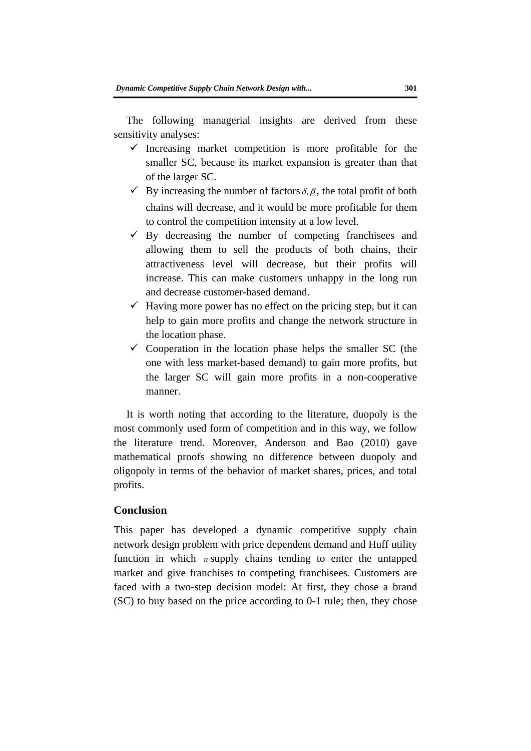The following managerial insights are derived from these sensitivity analyses:

- ✓ Increasing market competition is more profitable for the smaller SC, because its market expansion is greater than that of the larger SC.
- ✓ By increasing the number of factors $\delta, \beta$, the total profit of both chains will decrease, and it would be more profitable for them to control the competition intensity at a low level.
- ✓ By decreasing the number of competing franchisees and allowing them to sell the products of both chains, their attractiveness level will decrease, but their profits will increase. This can make customers unhappy in the long run and decrease customer-based demand.
- ✓ Having more power has no effect on the pricing step, but it can help to gain more profits and change the network structure in the location phase.
- ✓ Cooperation in the location phase helps the smaller SC (the one with less market-based demand) to gain more profits, but the larger SC will gain more profits in a non-cooperative manner.

It is worth noting that according to the literature, duopoly is the most commonly used form of competition and in this way, we follow the literature trend. Moreover, Anderson and Bao (2010) gave mathematical proofs showing no difference between duopoly and oligopoly in terms of the behavior of market shares, prices, and total profits.

## Conclusion

This paper has developed a dynamic competitive supply chain network design problem with price dependent demand and Huff utility function in which $n$ supply chains tending to enter the untapped market and give franchises to competing franchisees. Customers are faced with a two-step decision model: At first, they chose a brand (SC) to buy based on the price according to 0-1 rule; then, they chose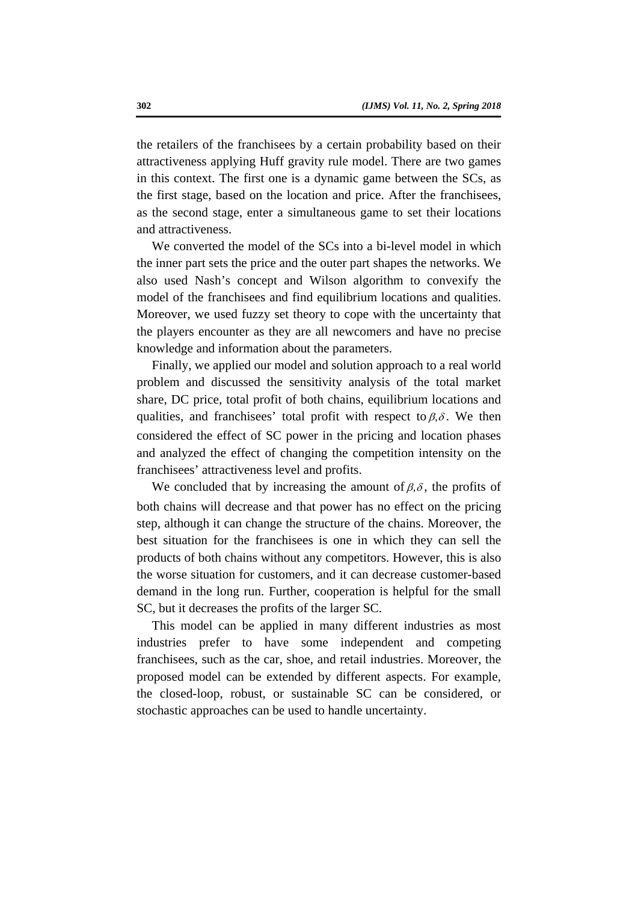the retailers of the franchisees by a certain probability based on their attractiveness applying Huff gravity rule model. There are two games in this context. The first one is a dynamic game between the SCs, as the first stage, based on the location and price. After the franchisees, as the second stage, enter a simultaneous game to set their locations and attractiveness.

We converted the model of the SCs into a bi-level model in which the inner part sets the price and the outer part shapes the networks. We also used Nash's concept and Wilson algorithm to convexify the model of the franchisees and find equilibrium locations and qualities. Moreover, we used fuzzy set theory to cope with the uncertainty that the players encounter as they are all newcomers and have no precise knowledge and information about the parameters.

Finally, we applied our model and solution approach to a real world problem and discussed the sensitivity analysis of the total market share, DC price, total profit of both chains, equilibrium locations and qualities, and franchisees' total profit with respect to $\beta, \delta$. We then considered the effect of SC power in the pricing and location phases and analyzed the effect of changing the competition intensity on the franchisees' attractiveness level and profits.

We concluded that by increasing the amount of $\beta, \delta$, the profits of both chains will decrease and that power has no effect on the pricing step, although it can change the structure of the chains. Moreover, the best situation for the franchisees is one in which they can sell the products of both chains without any competitors. However, this is also the worse situation for customers, and it can decrease customer-based demand in the long run. Further, cooperation is helpful for the small SC, but it decreases the profits of the larger SC.

This model can be applied in many different industries as most industries prefer to have some independent and competing franchisees, such as the car, shoe, and retail industries. Moreover, the proposed model can be extended by different aspects. For example, the closed-loop, robust, or sustainable SC can be considered, or stochastic approaches can be used to handle uncertainty.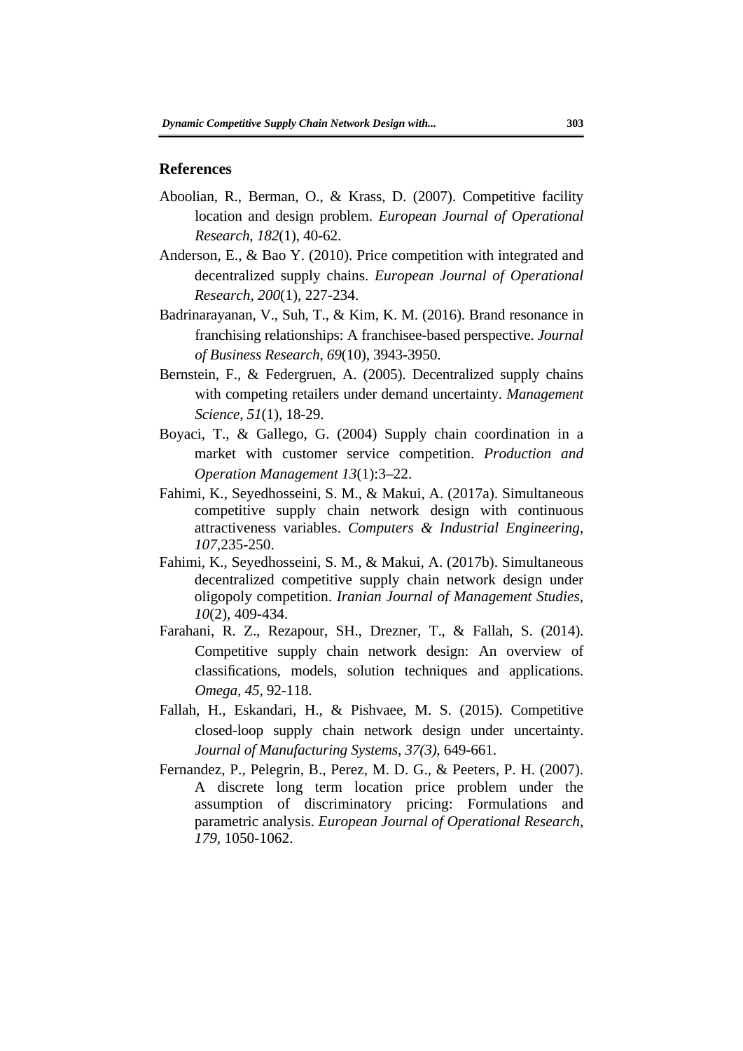## References

Aboolian, R., Berman, O., & Krass, D. (2007). Competitive facility location and design problem. *European Journal of Operational Research*, *182*(1), 40-62.

Anderson, E., & Bao Y. (2010). Price competition with integrated and decentralized supply chains. *European Journal of Operational Research*, *200*(1), 227-234.

Badrinarayanan, V., Suh, T., & Kim, K. M. (2016). Brand resonance in franchising relationships: A franchisee-based perspective. *Journal of Business Research*, *69*(10), 3943-3950.

Bernstein, F., & Federgruen, A. (2005). Decentralized supply chains with competing retailers under demand uncertainty. *Management Science*, *51*(1), 18-29.

Boyaci, T., & Gallego, G. (2004) Supply chain coordination in a market with customer service competition. *Production and Operation Management 13*(1):3–22.

Fahimi, K., Seyedhosseini, S. M., & Makui, A. (2017a). Simultaneous competitive supply chain network design with continuous attractiveness variables. *Computers & Industrial Engineering*, *107*,235-250.

Fahimi, K., Seyedhosseini, S. M., & Makui, A. (2017b). Simultaneous decentralized competitive supply chain network design under oligopoly competition. *Iranian Journal of Management Studies*, *10*(2), 409-434.

Farahani, R. Z., Rezapour, SH., Drezner, T., & Fallah, S. (2014). Competitive supply chain network design: An overview of classifications, models, solution techniques and applications. *Omega*, *45*, 92-118.

Fallah, H., Eskandari, H., & Pishvaee, M. S. (2015). Competitive closed-loop supply chain network design under uncertainty. *Journal of Manufacturing Systems, 37(3)*, 649-661.

Fernandez, P., Pelegrin, B., Perez, M. D. G., & Peeters, P. H. (2007). A discrete long term location price problem under the assumption of discriminatory pricing: Formulations and parametric analysis. *European Journal of Operational Research*, *179*, 1050-1062.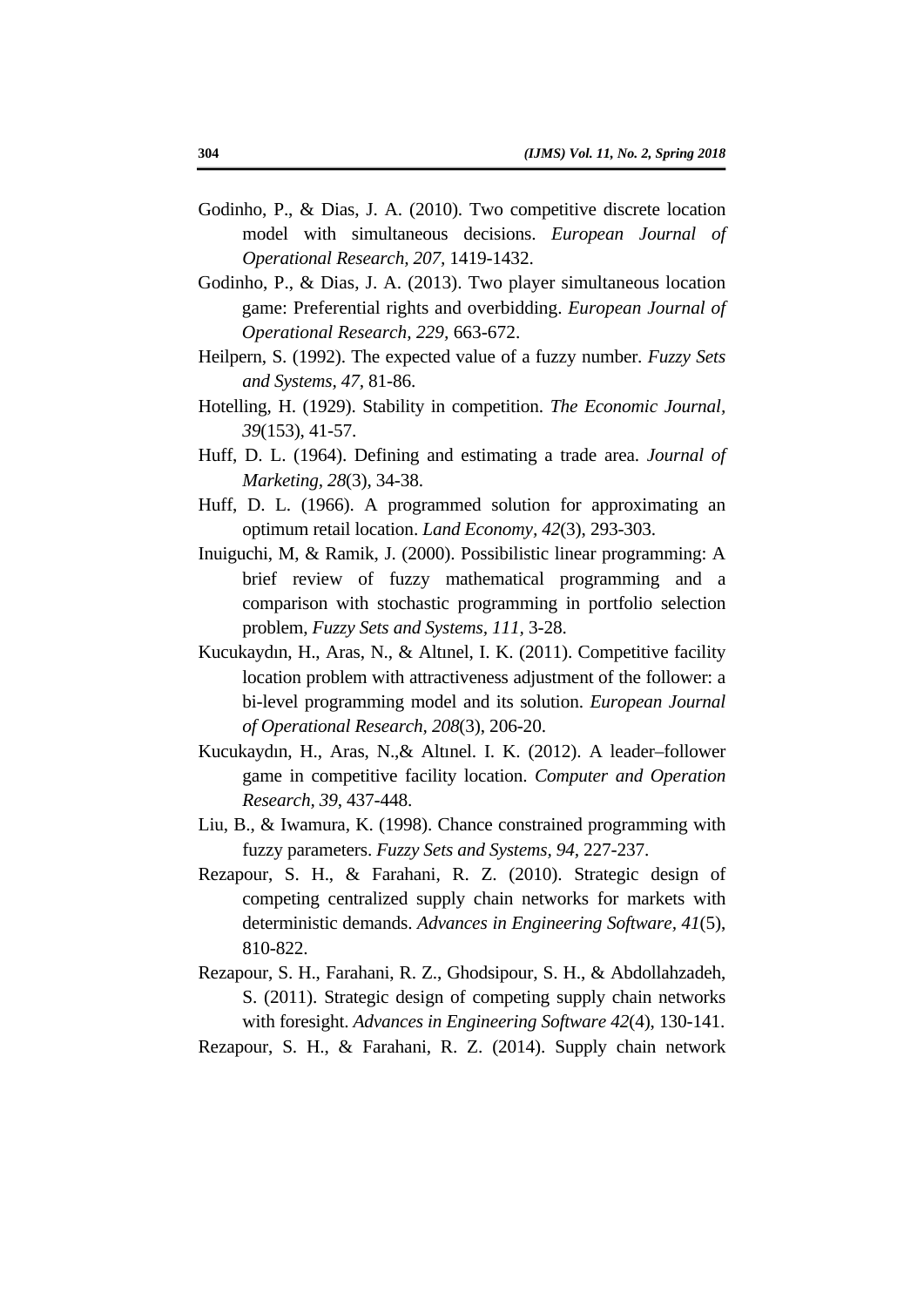Godinho, P., & Dias, J. A. (2010). Two competitive discrete location model with simultaneous decisions. *European Journal of Operational Research, 207*, 1419-1432.

Godinho, P., & Dias, J. A. (2013). Two player simultaneous location game: Preferential rights and overbidding. *European Journal of Operational Research, 229*, 663-672.

Heilpern, S. (1992). The expected value of a fuzzy number. *Fuzzy Sets and Systems, 47*, 81-86.

Hotelling, H. (1929). Stability in competition. *The Economic Journal, 39*(153), 41-57.

Huff, D. L. (1964). Defining and estimating a trade area. *Journal of Marketing, 28*(3), 34-38.

Huff, D. L. (1966). A programmed solution for approximating an optimum retail location. *Land Economy, 42*(3), 293-303.

Inuiguchi, M, & Ramik, J. (2000). Possibilistic linear programming: A brief review of fuzzy mathematical programming and a comparison with stochastic programming in portfolio selection problem, *Fuzzy Sets and Systems, 111*, 3-28.

Kucukaydın, H., Aras, N., & Altınel, I. K. (2011). Competitive facility location problem with attractiveness adjustment of the follower: a bi-level programming model and its solution. *European Journal of Operational Research, 208*(3), 206-20.

Kucukaydın, H., Aras, N.,& Altınel. I. K. (2012). A leader–follower game in competitive facility location. *Computer and Operation Research, 39*, 437-448.

Liu, B., & Iwamura, K. (1998). Chance constrained programming with fuzzy parameters. *Fuzzy Sets and Systems, 94*, 227-237.

Rezapour, S. H., & Farahani, R. Z. (2010). Strategic design of competing centralized supply chain networks for markets with deterministic demands. *Advances in Engineering Software, 41*(5), 810-822.

Rezapour, S. H., Farahani, R. Z., Ghodsipour, S. H., & Abdollahzadeh, S. (2011). Strategic design of competing supply chain networks with foresight. *Advances in Engineering Software 42*(4), 130-141.

Rezapour, S. H., & Farahani, R. Z. (2014). Supply chain network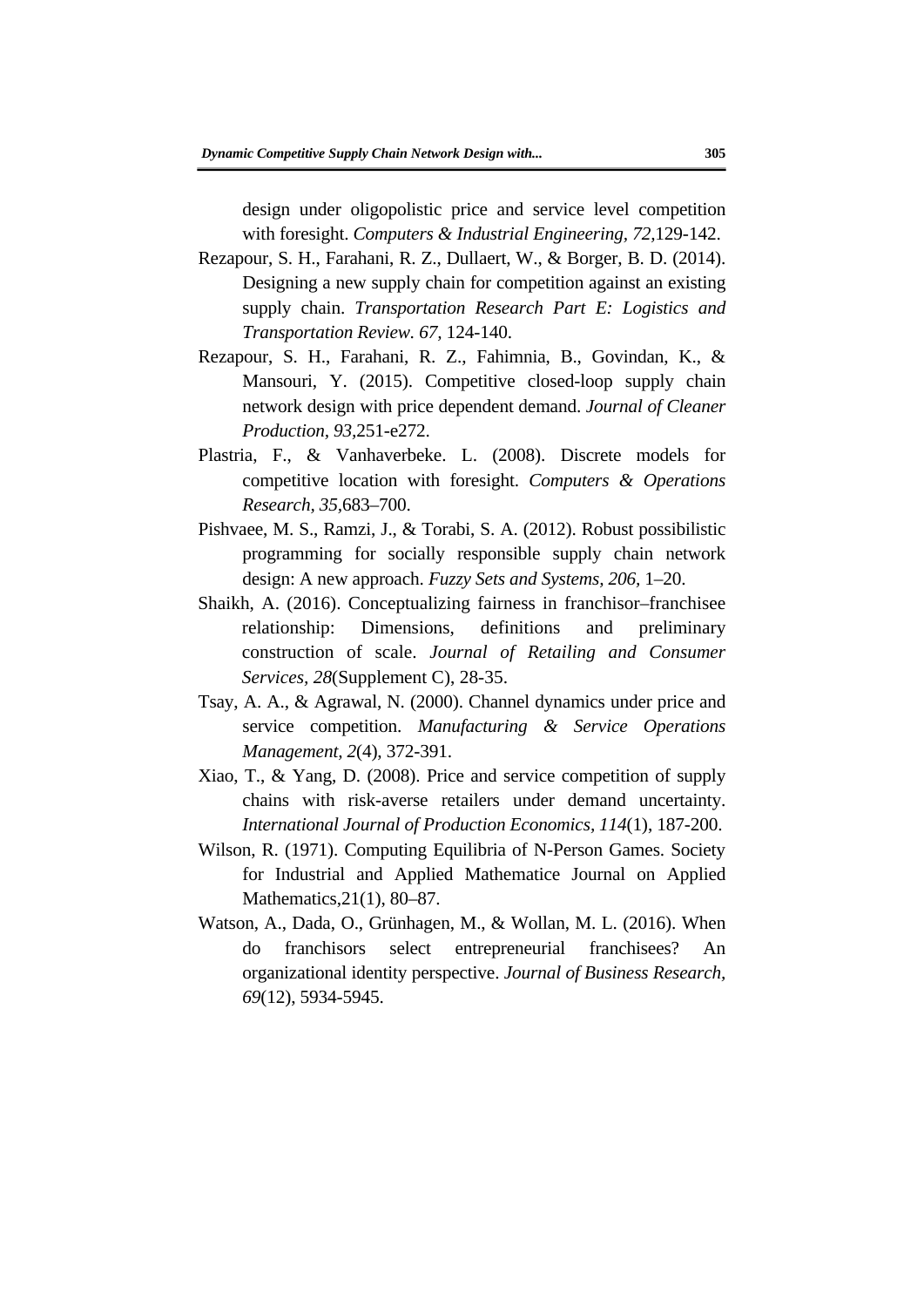design under oligopolistic price and service level competition with foresight. *Computers & Industrial Engineering, 72,*129-142.

Rezapour, S. H., Farahani, R. Z., Dullaert, W., & Borger, B. D. (2014). Designing a new supply chain for competition against an existing supply chain. *Transportation Research Part E: Logistics and Transportation Review. 67,* 124-140.

Rezapour, S. H., Farahani, R. Z., Fahimnia, B., Govindan, K., & Mansouri, Y. (2015). Competitive closed-loop supply chain network design with price dependent demand. *Journal of Cleaner Production, 93,*251-e272.

Plastria, F., & Vanhaverbeke. L. (2008). Discrete models for competitive location with foresight. *Computers & Operations Research, 35,*683–700.

Pishvaee, M. S., Ramzi, J., & Torabi, S. A. (2012). Robust possibilistic programming for socially responsible supply chain network design: A new approach. *Fuzzy Sets and Systems, 206,* 1–20.

Shaikh, A. (2016). Conceptualizing fairness in franchisor–franchisee relationship: Dimensions, definitions and preliminary construction of scale. *Journal of Retailing and Consumer Services, 28*(Supplement C), 28-35.

Tsay, A. A., & Agrawal, N. (2000). Channel dynamics under price and service competition. *Manufacturing & Service Operations Management, 2*(4), 372-391.

Xiao, T., & Yang, D. (2008). Price and service competition of supply chains with risk-averse retailers under demand uncertainty. *International Journal of Production Economics, 114*(1), 187-200.

Wilson, R. (1971). Computing Equilibria of N-Person Games. Society for Industrial and Applied Mathematice Journal on Applied Mathematics,21(1), 80–87.

Watson, A., Dada, O., Grünhagen, M., & Wollan, M. L. (2016). When do franchisors select entrepreneurial franchisees? An organizational identity perspective. *Journal of Business Research, 69*(12), 5934-5945.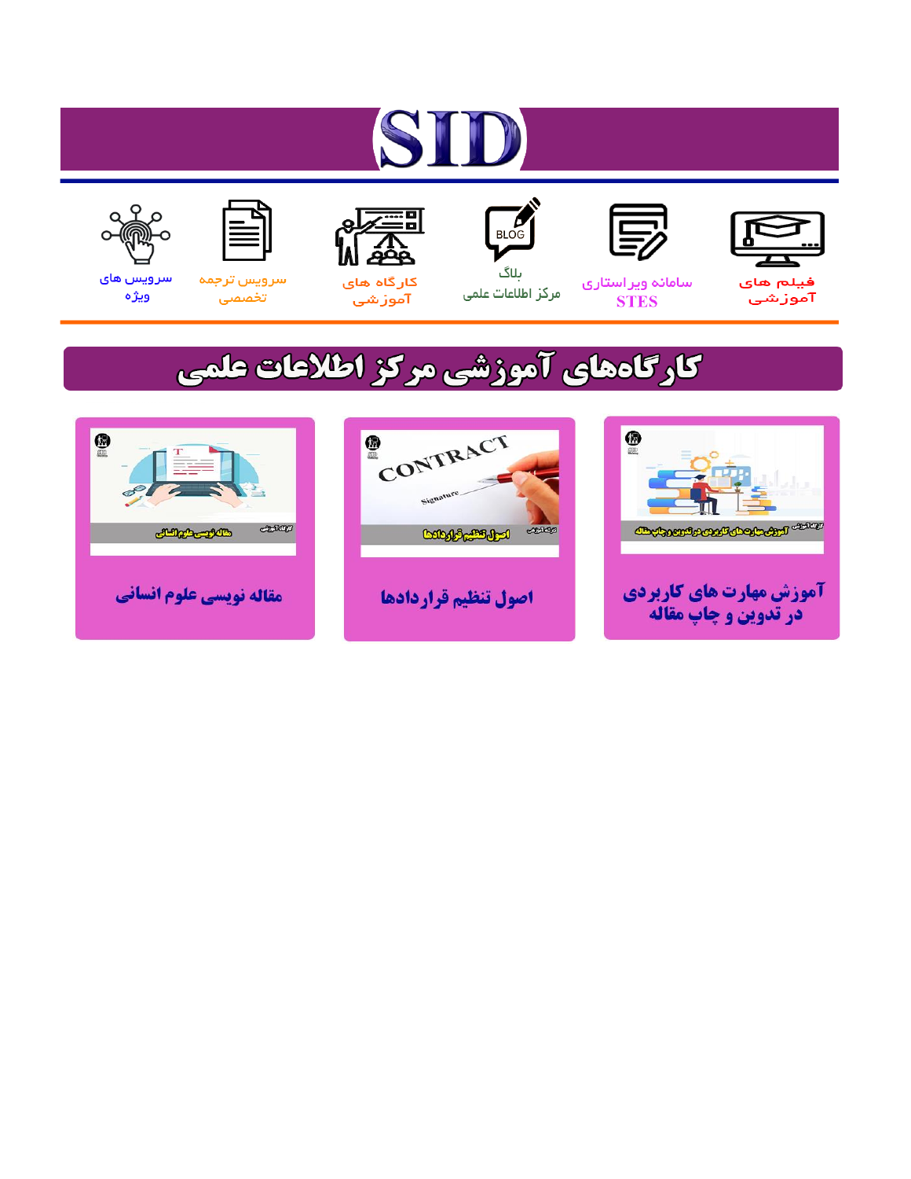# SID

فیلم های آموزشی

سامانه ویراستاری STES

بلاگ مرکز اطلاعات علمی

کارگاه های آموزشی

سرویس ترجمه تخصصی

سرویس های ویژه

## کارگاه‌های آموزشی مرکز اطلاعات علمی

آموزش مهارت های کاربردی در تدوین و چاپ مقاله

اصول تنظیم قراردادها

مقاله نویسی علوم انسانی